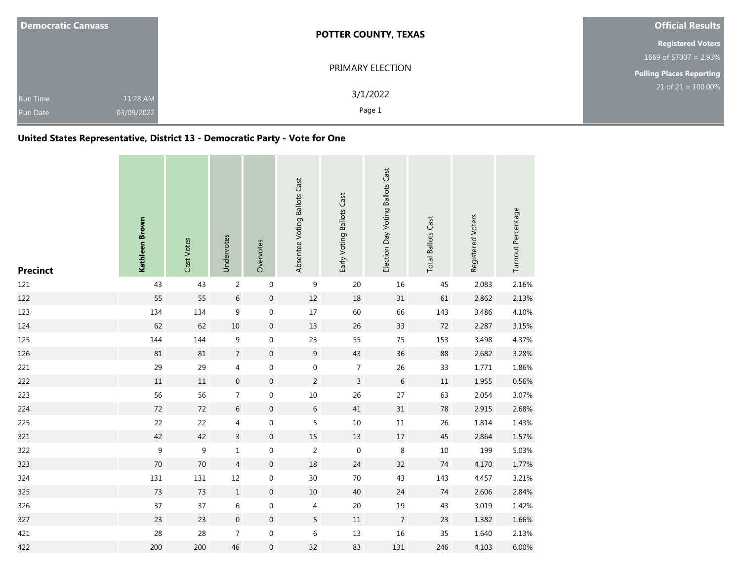**Democratic Canvass**

Run Time 11:28 AM
Run Date 03/09/2022

# POTTER COUNTY, TEXAS

PRIMARY ELECTION

3/1/2022

**Official Results**

**Registered Voters**
1669 of 57007 = 2.93%

**Polling Places Reporting**
21 of 21 = 100.00%

## United States Representative, District 13 - Democratic Party - Vote for One

| Precinct | **Kathleen Brown** | Cast Votes | Undervotes | Overvotes | Absentee Voting Ballots Cast | Early Voting Ballots Cast | Election Day Voting Ballots Cast | Total Ballots Cast | Registered Voters | Turnout Percentage |
|---|---|---|---|---|---|---|---|---|---|---|
| 121 | 43 | 43 | 2 | 0 | 9 | 20 | 16 | 45 | 2,083 | 2.16% |
| 122 | 55 | 55 | 6 | 0 | 12 | 18 | 31 | 61 | 2,862 | 2.13% |
| 123 | 134 | 134 | 9 | 0 | 17 | 60 | 66 | 143 | 3,486 | 4.10% |
| 124 | 62 | 62 | 10 | 0 | 13 | 26 | 33 | 72 | 2,287 | 3.15% |
| 125 | 144 | 144 | 9 | 0 | 23 | 55 | 75 | 153 | 3,498 | 4.37% |
| 126 | 81 | 81 | 7 | 0 | 9 | 43 | 36 | 88 | 2,682 | 3.28% |
| 221 | 29 | 29 | 4 | 0 | 0 | 7 | 26 | 33 | 1,771 | 1.86% |
| 222 | 11 | 11 | 0 | 0 | 2 | 3 | 6 | 11 | 1,955 | 0.56% |
| 223 | 56 | 56 | 7 | 0 | 10 | 26 | 27 | 63 | 2,054 | 3.07% |
| 224 | 72 | 72 | 6 | 0 | 6 | 41 | 31 | 78 | 2,915 | 2.68% |
| 225 | 22 | 22 | 4 | 0 | 5 | 10 | 11 | 26 | 1,814 | 1.43% |
| 321 | 42 | 42 | 3 | 0 | 15 | 13 | 17 | 45 | 2,864 | 1.57% |
| 322 | 9 | 9 | 1 | 0 | 2 | 0 | 8 | 10 | 199 | 5.03% |
| 323 | 70 | 70 | 4 | 0 | 18 | 24 | 32 | 74 | 4,170 | 1.77% |
| 324 | 131 | 131 | 12 | 0 | 30 | 70 | 43 | 143 | 4,457 | 3.21% |
| 325 | 73 | 73 | 1 | 0 | 10 | 40 | 24 | 74 | 2,606 | 2.84% |
| 326 | 37 | 37 | 6 | 0 | 4 | 20 | 19 | 43 | 3,019 | 1.42% |
| 327 | 23 | 23 | 0 | 0 | 5 | 11 | 7 | 23 | 1,382 | 1.66% |
| 421 | 28 | 28 | 7 | 0 | 6 | 13 | 16 | 35 | 1,640 | 2.13% |
| 422 | 200 | 200 | 46 | 0 | 32 | 83 | 131 | 246 | 4,103 | 6.00% |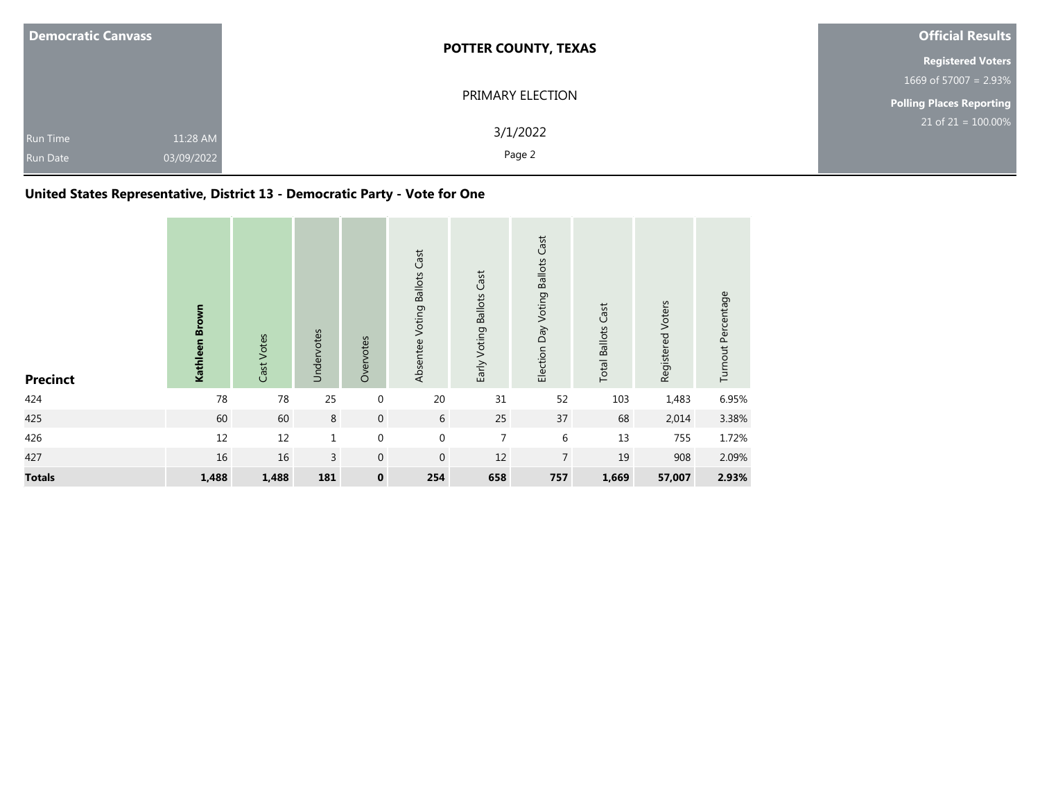| Democratic Canvass | | POTTER COUNTY, TEXAS | Official Results |
|---|---|---|---|
| | | PRIMARY ELECTION | Registered Voters |
| | | | 1669 of 57007 = 2.93% |
| | | | Polling Places Reporting |
| Run Time | 11:28 AM | 3/1/2022 | 21 of 21 = 100.00% |
| Run Date | 03/09/2022 | | |

## United States Representative, District 13 - Democratic Party - Vote for One

| Precinct | Kathleen Brown | Cast Votes | Undervotes | Overvotes | Absentee Voting Ballots Cast | Early Voting Ballots Cast | Election Day Voting Ballots Cast | Total Ballots Cast | Registered Voters | Turnout Percentage |
|---|---|---|---|---|---|---|---|---|---|---|
| 424 | 78 | 78 | 25 | 0 | 20 | 31 | 52 | 103 | 1,483 | 6.95% |
| 425 | 60 | 60 | 8 | 0 | 6 | 25 | 37 | 68 | 2,014 | 3.38% |
| 426 | 12 | 12 | 1 | 0 | 0 | 7 | 6 | 13 | 755 | 1.72% |
| 427 | 16 | 16 | 3 | 0 | 0 | 12 | 7 | 19 | 908 | 2.09% |
| **Totals** | **1,488** | **1,488** | **181** | **0** | **254** | **658** | **757** | **1,669** | **57,007** | **2.93%** |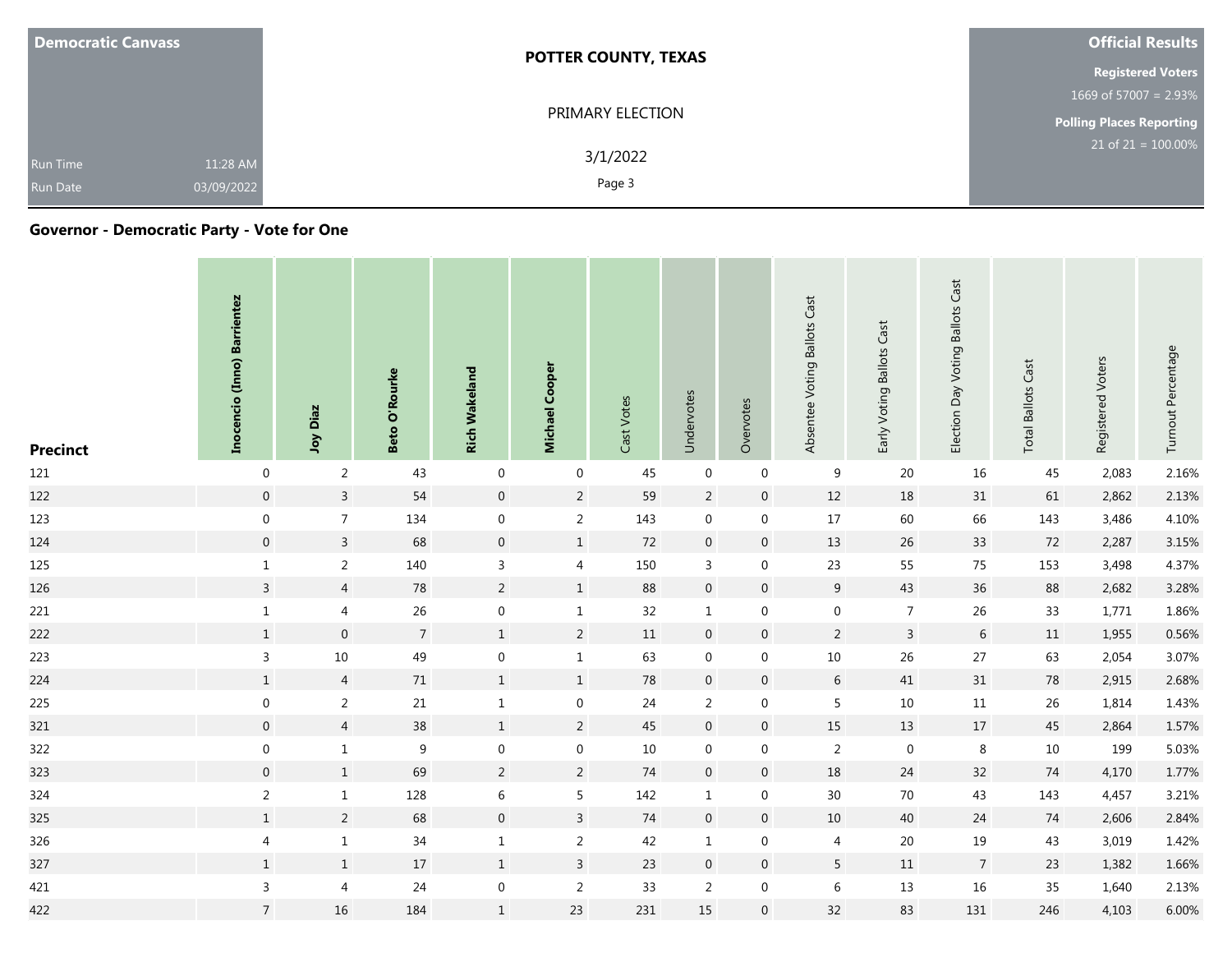| Democratic Canvass | POTTER COUNTY, TEXAS | Official Results |
|---|---|---|
| Run Time 11:28 AM | PRIMARY ELECTION | Registered Voters 1669 of 57007 = 2.93% |
| Run Date 03/09/2022 | 3/1/2022 | Polling Places Reporting 21 of 21 = 100.00% |

## Governor - Democratic Party - Vote for One

| Precinct | Inocencio (Inno) Barrientez | Joy Diaz | Beto O'Rourke | Rich Wakeland | Michael Cooper | Cast Votes | Undervotes | Overvotes | Absentee Voting Ballots Cast | Early Voting Ballots Cast | Election Day Voting Ballots Cast | Total Ballots Cast | Registered Voters | Turnout Percentage |
|---|---|---|---|---|---|---|---|---|---|---|---|---|---|---|
| 121 | 0 | 2 | 43 | 0 | 0 | 45 | 0 | 0 | 9 | 20 | 16 | 45 | 2,083 | 2.16% |
| 122 | 0 | 3 | 54 | 0 | 2 | 59 | 2 | 0 | 12 | 18 | 31 | 61 | 2,862 | 2.13% |
| 123 | 0 | 7 | 134 | 0 | 2 | 143 | 0 | 0 | 17 | 60 | 66 | 143 | 3,486 | 4.10% |
| 124 | 0 | 3 | 68 | 0 | 1 | 72 | 0 | 0 | 13 | 26 | 33 | 72 | 2,287 | 3.15% |
| 125 | 1 | 2 | 140 | 3 | 4 | 150 | 3 | 0 | 23 | 55 | 75 | 153 | 3,498 | 4.37% |
| 126 | 3 | 4 | 78 | 2 | 1 | 88 | 0 | 0 | 9 | 43 | 36 | 88 | 2,682 | 3.28% |
| 221 | 1 | 4 | 26 | 0 | 1 | 32 | 1 | 0 | 0 | 7 | 26 | 33 | 1,771 | 1.86% |
| 222 | 1 | 0 | 7 | 1 | 2 | 11 | 0 | 0 | 2 | 3 | 6 | 11 | 1,955 | 0.56% |
| 223 | 3 | 10 | 49 | 0 | 1 | 63 | 0 | 0 | 10 | 26 | 27 | 63 | 2,054 | 3.07% |
| 224 | 1 | 4 | 71 | 1 | 1 | 78 | 0 | 0 | 6 | 41 | 31 | 78 | 2,915 | 2.68% |
| 225 | 0 | 2 | 21 | 1 | 0 | 24 | 2 | 0 | 5 | 10 | 11 | 26 | 1,814 | 1.43% |
| 321 | 0 | 4 | 38 | 1 | 2 | 45 | 0 | 0 | 15 | 13 | 17 | 45 | 2,864 | 1.57% |
| 322 | 0 | 1 | 9 | 0 | 0 | 10 | 0 | 0 | 2 | 0 | 8 | 10 | 199 | 5.03% |
| 323 | 0 | 1 | 69 | 2 | 2 | 74 | 0 | 0 | 18 | 24 | 32 | 74 | 4,170 | 1.77% |
| 324 | 2 | 1 | 128 | 6 | 5 | 142 | 1 | 0 | 30 | 70 | 43 | 143 | 4,457 | 3.21% |
| 325 | 1 | 2 | 68 | 0 | 3 | 74 | 0 | 0 | 10 | 40 | 24 | 74 | 2,606 | 2.84% |
| 326 | 4 | 1 | 34 | 1 | 2 | 42 | 1 | 0 | 4 | 20 | 19 | 43 | 3,019 | 1.42% |
| 327 | 1 | 1 | 17 | 1 | 3 | 23 | 0 | 0 | 5 | 11 | 7 | 23 | 1,382 | 1.66% |
| 421 | 3 | 4 | 24 | 0 | 2 | 33 | 2 | 0 | 6 | 13 | 16 | 35 | 1,640 | 2.13% |
| 422 | 7 | 16 | 184 | 1 | 23 | 231 | 15 | 0 | 32 | 83 | 131 | 246 | 4,103 | 6.00% |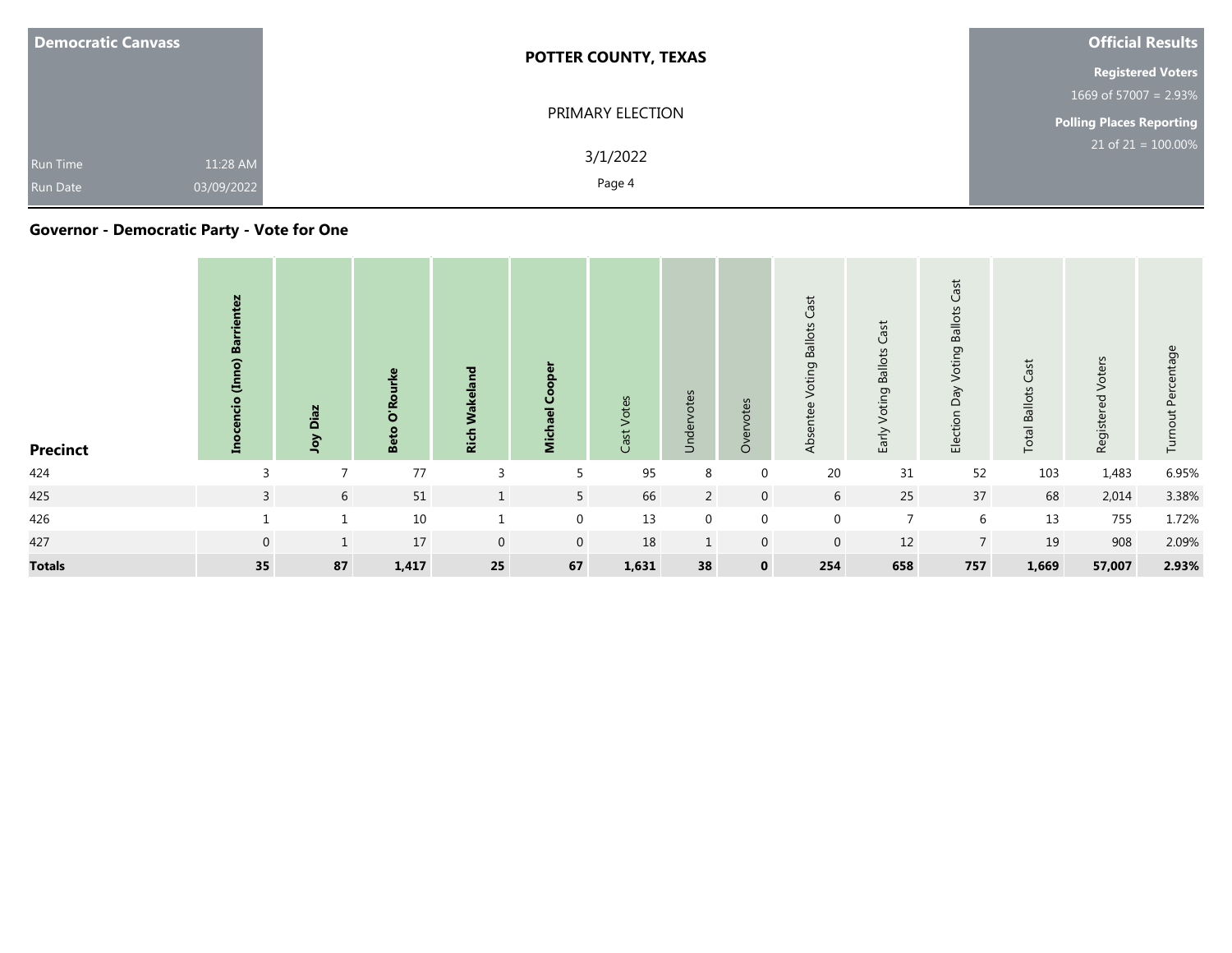| Democratic Canvass | | POTTER COUNTY, TEXAS | Official Results |
|---|---|---|---|
| | | PRIMARY ELECTION | Registered Voters |
| | | | 1669 of 57007 = 2.93% |
| | | | Polling Places Reporting |
| Run Time | 11:28 AM | 3/1/2022 | 21 of 21 = 100.00% |
| Run Date | 03/09/2022 | | |

## Governor - Democratic Party - Vote for One

| Precinct | Inocencio (Inno) Barrientez | Joy Diaz | Beto O'Rourke | Rich Wakeland | Michael Cooper | Cast Votes | Undervotes | Overvotes | Absentee Voting Ballots Cast | Early Voting Ballots Cast | Election Day Voting Ballots Cast | Total Ballots Cast | Registered Voters | Turnout Percentage |
|---|---|---|---|---|---|---|---|---|---|---|---|---|---|---|
| 424 | 3 | 7 | 77 | 3 | 5 | 95 | 8 | 0 | 20 | 31 | 52 | 103 | 1,483 | 6.95% |
| 425 | 3 | 6 | 51 | 1 | 5 | 66 | 2 | 0 | 6 | 25 | 37 | 68 | 2,014 | 3.38% |
| 426 | 1 | 1 | 10 | 1 | 0 | 13 | 0 | 0 | 0 | 7 | 6 | 13 | 755 | 1.72% |
| 427 | 0 | 1 | 17 | 0 | 0 | 18 | 1 | 0 | 0 | 12 | 7 | 19 | 908 | 2.09% |
| **Totals** | **35** | **87** | **1,417** | **25** | **67** | **1,631** | **38** | **0** | **254** | **658** | **757** | **1,669** | **57,007** | **2.93%** |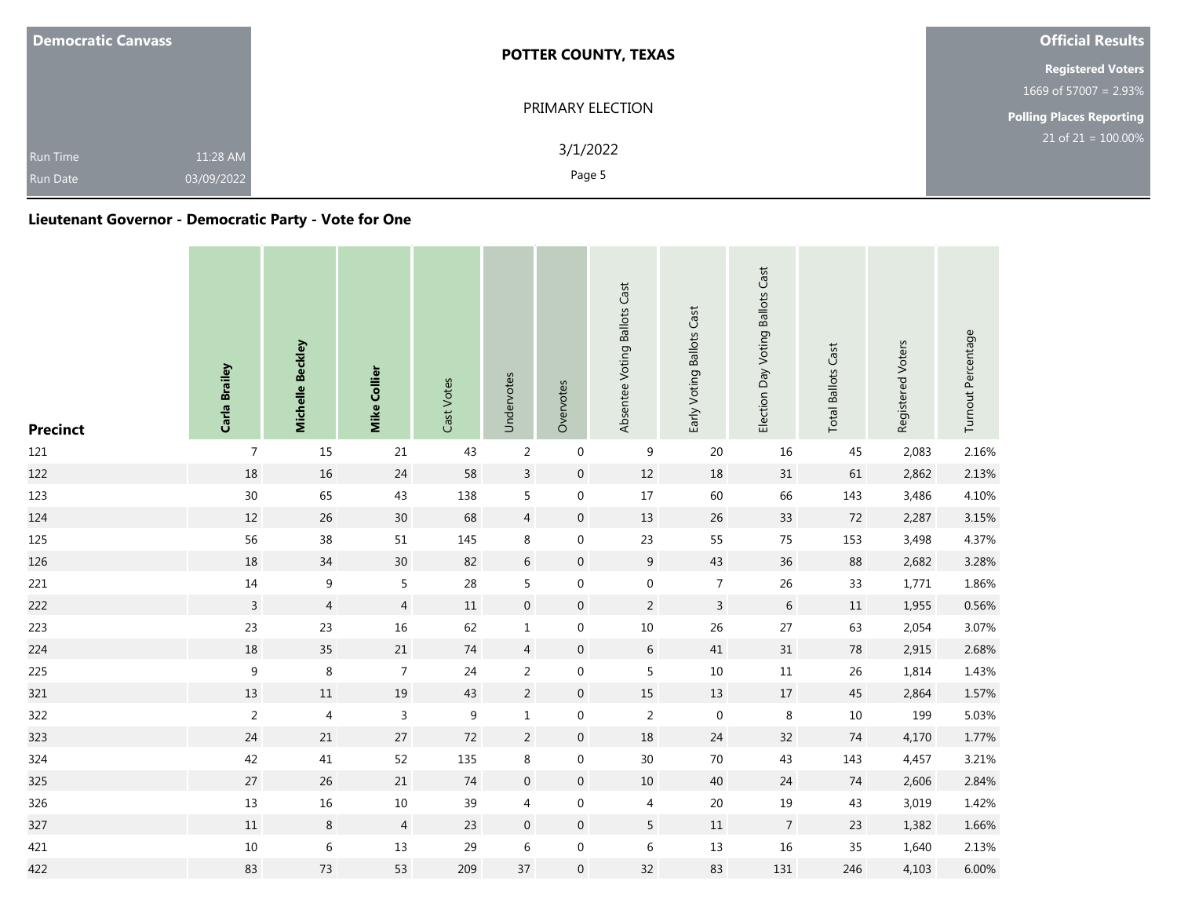| Democratic Canvass | POTTER COUNTY, TEXAS | Official Results |
|---|---|---|
| | PRIMARY ELECTION | Registered Voters 1669 of 57007 = 2.93% |
| Run Time 11:28 AM | 3/1/2022 | Polling Places Reporting 21 of 21 = 100.00% |
| Run Date 03/09/2022 | | |

## Lieutenant Governor - Democratic Party - Vote for One

| Precinct | Carla Brailey | Michelle Beckley | Mike Collier | Cast Votes | Undervotes | Overvotes | Absentee Voting Ballots Cast | Early Voting Ballots Cast | Election Day Voting Ballots Cast | Total Ballots Cast | Registered Voters | Turnout Percentage |
|---|---|---|---|---|---|---|---|---|---|---|---|---|
| 121 | 7 | 15 | 21 | 43 | 2 | 0 | 9 | 20 | 16 | 45 | 2,083 | 2.16% |
| 122 | 18 | 16 | 24 | 58 | 3 | 0 | 12 | 18 | 31 | 61 | 2,862 | 2.13% |
| 123 | 30 | 65 | 43 | 138 | 5 | 0 | 17 | 60 | 66 | 143 | 3,486 | 4.10% |
| 124 | 12 | 26 | 30 | 68 | 4 | 0 | 13 | 26 | 33 | 72 | 2,287 | 3.15% |
| 125 | 56 | 38 | 51 | 145 | 8 | 0 | 23 | 55 | 75 | 153 | 3,498 | 4.37% |
| 126 | 18 | 34 | 30 | 82 | 6 | 0 | 9 | 43 | 36 | 88 | 2,682 | 3.28% |
| 221 | 14 | 9 | 5 | 28 | 5 | 0 | 0 | 7 | 26 | 33 | 1,771 | 1.86% |
| 222 | 3 | 4 | 4 | 11 | 0 | 0 | 2 | 3 | 6 | 11 | 1,955 | 0.56% |
| 223 | 23 | 23 | 16 | 62 | 1 | 0 | 10 | 26 | 27 | 63 | 2,054 | 3.07% |
| 224 | 18 | 35 | 21 | 74 | 4 | 0 | 6 | 41 | 31 | 78 | 2,915 | 2.68% |
| 225 | 9 | 8 | 7 | 24 | 2 | 0 | 5 | 10 | 11 | 26 | 1,814 | 1.43% |
| 321 | 13 | 11 | 19 | 43 | 2 | 0 | 15 | 13 | 17 | 45 | 2,864 | 1.57% |
| 322 | 2 | 4 | 3 | 9 | 1 | 0 | 2 | 0 | 8 | 10 | 199 | 5.03% |
| 323 | 24 | 21 | 27 | 72 | 2 | 0 | 18 | 24 | 32 | 74 | 4,170 | 1.77% |
| 324 | 42 | 41 | 52 | 135 | 8 | 0 | 30 | 70 | 43 | 143 | 4,457 | 3.21% |
| 325 | 27 | 26 | 21 | 74 | 0 | 0 | 10 | 40 | 24 | 74 | 2,606 | 2.84% |
| 326 | 13 | 16 | 10 | 39 | 4 | 0 | 4 | 20 | 19 | 43 | 3,019 | 1.42% |
| 327 | 11 | 8 | 4 | 23 | 0 | 0 | 5 | 11 | 7 | 23 | 1,382 | 1.66% |
| 421 | 10 | 6 | 13 | 29 | 6 | 0 | 6 | 13 | 16 | 35 | 1,640 | 2.13% |
| 422 | 83 | 73 | 53 | 209 | 37 | 0 | 32 | 83 | 131 | 246 | 4,103 | 6.00% |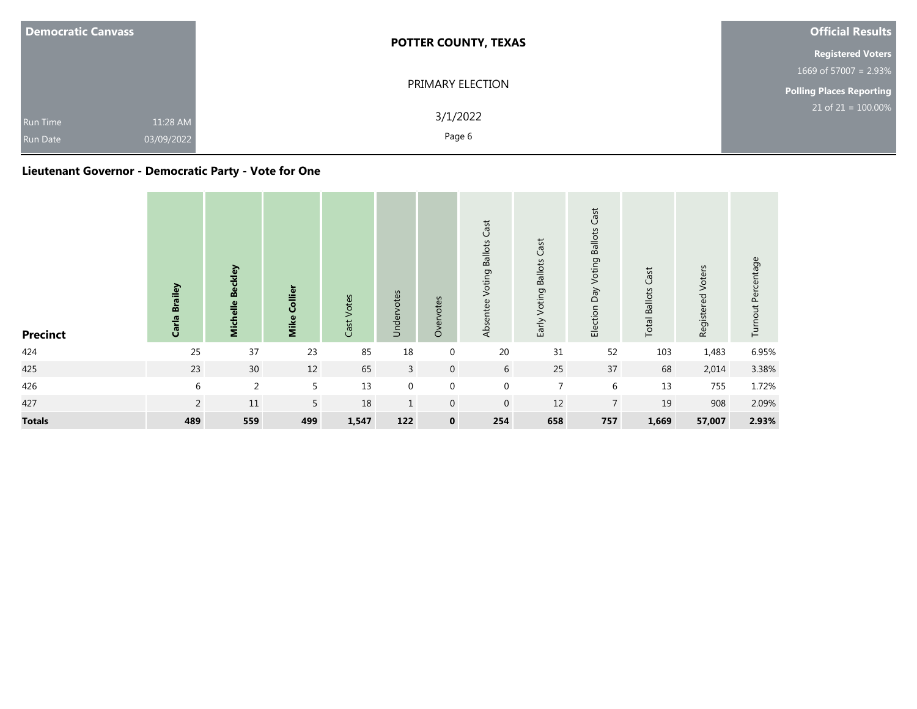| Democratic Canvass | POTTER COUNTY, TEXAS | Official Results |
|---|---|---|
| | PRIMARY ELECTION | Registered Voters 1669 of 57007 = 2.93% |
| Run Time 11:28 AM | 3/1/2022 | Polling Places Reporting 21 of 21 = 100.00% |
| Run Date 03/09/2022 | | |

## Lieutenant Governor - Democratic Party - Vote for One

| Precinct | Carla Brailey | Michelle Beckley | Mike Collier | Cast Votes | Undervotes | Overvotes | Absentee Voting Ballots Cast | Early Voting Ballots Cast | Election Day Voting Ballots Cast | Total Ballots Cast | Registered Voters | Turnout Percentage |
|---|---|---|---|---|---|---|---|---|---|---|---|---|
| 424 | 25 | 37 | 23 | 85 | 18 | 0 | 20 | 31 | 52 | 103 | 1,483 | 6.95% |
| 425 | 23 | 30 | 12 | 65 | 3 | 0 | 6 | 25 | 37 | 68 | 2,014 | 3.38% |
| 426 | 6 | 2 | 5 | 13 | 0 | 0 | 0 | 7 | 6 | 13 | 755 | 1.72% |
| 427 | 2 | 11 | 5 | 18 | 1 | 0 | 0 | 12 | 7 | 19 | 908 | 2.09% |
| **Totals** | **489** | **559** | **499** | **1,547** | **122** | **0** | **254** | **658** | **757** | **1,669** | **57,007** | **2.93%** |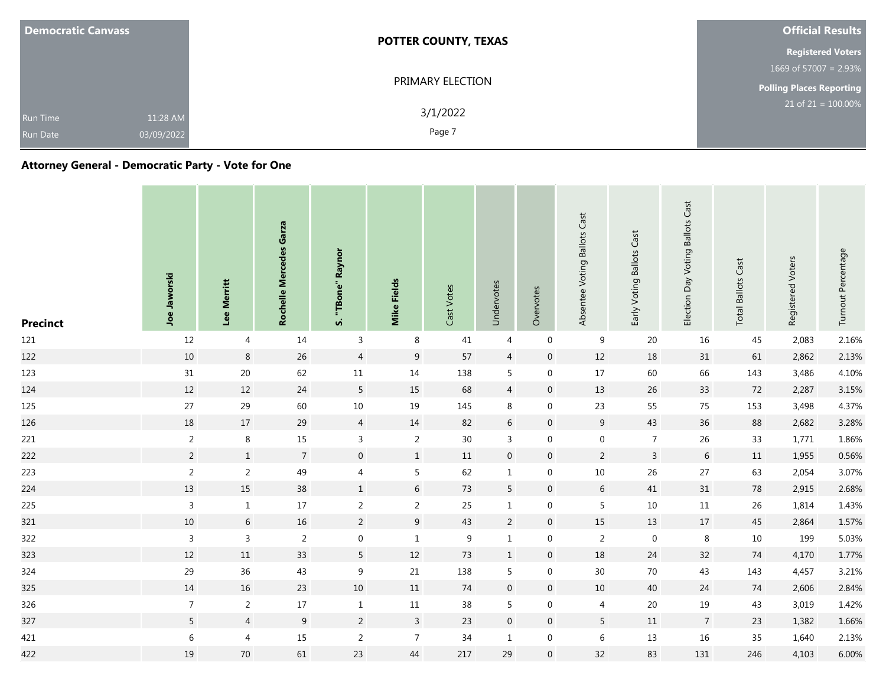| Democratic Canvass | POTTER COUNTY, TEXAS | Official Results |
|---|---|---|
| | PRIMARY ELECTION | Registered Voters 1669 of 57007 = 2.93% |
| Run Time 11:28 AM | 3/1/2022 | Polling Places Reporting 21 of 21 = 100.00% |
| Run Date 03/09/2022 | | |

## Attorney General - Democratic Party - Vote for One

| Precinct | Joe Jaworski | Lee Merritt | Rochelle Mercedes Garza | S. "TBone" Raynor | Mike Fields | Cast Votes | Undervotes | Overvotes | Absentee Voting Ballots Cast | Early Voting Ballots Cast | Election Day Voting Ballots Cast | Total Ballots Cast | Registered Voters | Turnout Percentage |
|---|---|---|---|---|---|---|---|---|---|---|---|---|---|---|
| 121 | 12 | 4 | 14 | 3 | 8 | 41 | 4 | 0 | 9 | 20 | 16 | 45 | 2,083 | 2.16% |
| 122 | 10 | 8 | 26 | 4 | 9 | 57 | 4 | 0 | 12 | 18 | 31 | 61 | 2,862 | 2.13% |
| 123 | 31 | 20 | 62 | 11 | 14 | 138 | 5 | 0 | 17 | 60 | 66 | 143 | 3,486 | 4.10% |
| 124 | 12 | 12 | 24 | 5 | 15 | 68 | 4 | 0 | 13 | 26 | 33 | 72 | 2,287 | 3.15% |
| 125 | 27 | 29 | 60 | 10 | 19 | 145 | 8 | 0 | 23 | 55 | 75 | 153 | 3,498 | 4.37% |
| 126 | 18 | 17 | 29 | 4 | 14 | 82 | 6 | 0 | 9 | 43 | 36 | 88 | 2,682 | 3.28% |
| 221 | 2 | 8 | 15 | 3 | 2 | 30 | 3 | 0 | 0 | 7 | 26 | 33 | 1,771 | 1.86% |
| 222 | 2 | 1 | 7 | 0 | 1 | 11 | 0 | 0 | 2 | 3 | 6 | 11 | 1,955 | 0.56% |
| 223 | 2 | 2 | 49 | 4 | 5 | 62 | 1 | 0 | 10 | 26 | 27 | 63 | 2,054 | 3.07% |
| 224 | 13 | 15 | 38 | 1 | 6 | 73 | 5 | 0 | 6 | 41 | 31 | 78 | 2,915 | 2.68% |
| 225 | 3 | 1 | 17 | 2 | 2 | 25 | 1 | 0 | 5 | 10 | 11 | 26 | 1,814 | 1.43% |
| 321 | 10 | 6 | 16 | 2 | 9 | 43 | 2 | 0 | 15 | 13 | 17 | 45 | 2,864 | 1.57% |
| 322 | 3 | 3 | 2 | 0 | 1 | 9 | 1 | 0 | 2 | 0 | 8 | 10 | 199 | 5.03% |
| 323 | 12 | 11 | 33 | 5 | 12 | 73 | 1 | 0 | 18 | 24 | 32 | 74 | 4,170 | 1.77% |
| 324 | 29 | 36 | 43 | 9 | 21 | 138 | 5 | 0 | 30 | 70 | 43 | 143 | 4,457 | 3.21% |
| 325 | 14 | 16 | 23 | 10 | 11 | 74 | 0 | 0 | 10 | 40 | 24 | 74 | 2,606 | 2.84% |
| 326 | 7 | 2 | 17 | 1 | 11 | 38 | 5 | 0 | 4 | 20 | 19 | 43 | 3,019 | 1.42% |
| 327 | 5 | 4 | 9 | 2 | 3 | 23 | 0 | 0 | 5 | 11 | 7 | 23 | 1,382 | 1.66% |
| 421 | 6 | 4 | 15 | 2 | 7 | 34 | 1 | 0 | 6 | 13 | 16 | 35 | 1,640 | 2.13% |
| 422 | 19 | 70 | 61 | 23 | 44 | 217 | 29 | 0 | 32 | 83 | 131 | 246 | 4,103 | 6.00% |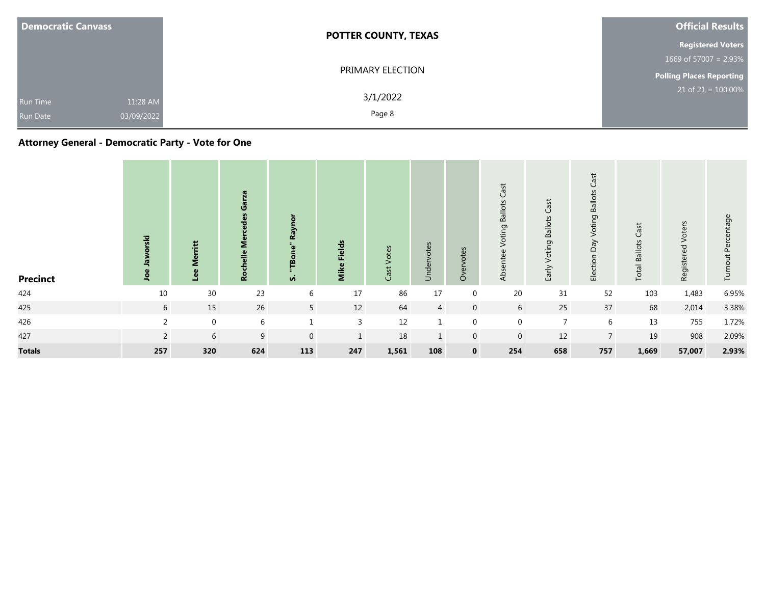| Democratic Canvass | POTTER COUNTY, TEXAS | Official Results |
|---|---|---|
| | PRIMARY ELECTION | Registered Voters 1669 of 57007 = 2.93% |
| Run Time 11:28 AM | 3/1/2022 | Polling Places Reporting 21 of 21 = 100.00% |
| Run Date 03/09/2022 | Page 8 | |

## Attorney General - Democratic Party - Vote for One

| Precinct | Joe Jaworski | Lee Merritt | Rochelle Mercedes Garza | S. "TBone" Raynor | Mike Fields | Cast Votes | Undervotes | Overvotes | Absentee Voting Ballots Cast | Early Voting Ballots Cast | Election Day Voting Ballots Cast | Total Ballots Cast | Registered Voters | Turnout Percentage |
|---|---|---|---|---|---|---|---|---|---|---|---|---|---|---|
| 424 | 10 | 30 | 23 | 6 | 17 | 86 | 17 | 0 | 20 | 31 | 52 | 103 | 1,483 | 6.95% |
| 425 | 6 | 15 | 26 | 5 | 12 | 64 | 4 | 0 | 6 | 25 | 37 | 68 | 2,014 | 3.38% |
| 426 | 2 | 0 | 6 | 1 | 3 | 12 | 1 | 0 | 0 | 7 | 6 | 13 | 755 | 1.72% |
| 427 | 2 | 6 | 9 | 0 | 1 | 18 | 1 | 0 | 0 | 12 | 7 | 19 | 908 | 2.09% |
| **Totals** | **257** | **320** | **624** | **113** | **247** | **1,561** | **108** | **0** | **254** | **658** | **757** | **1,669** | **57,007** | **2.93%** |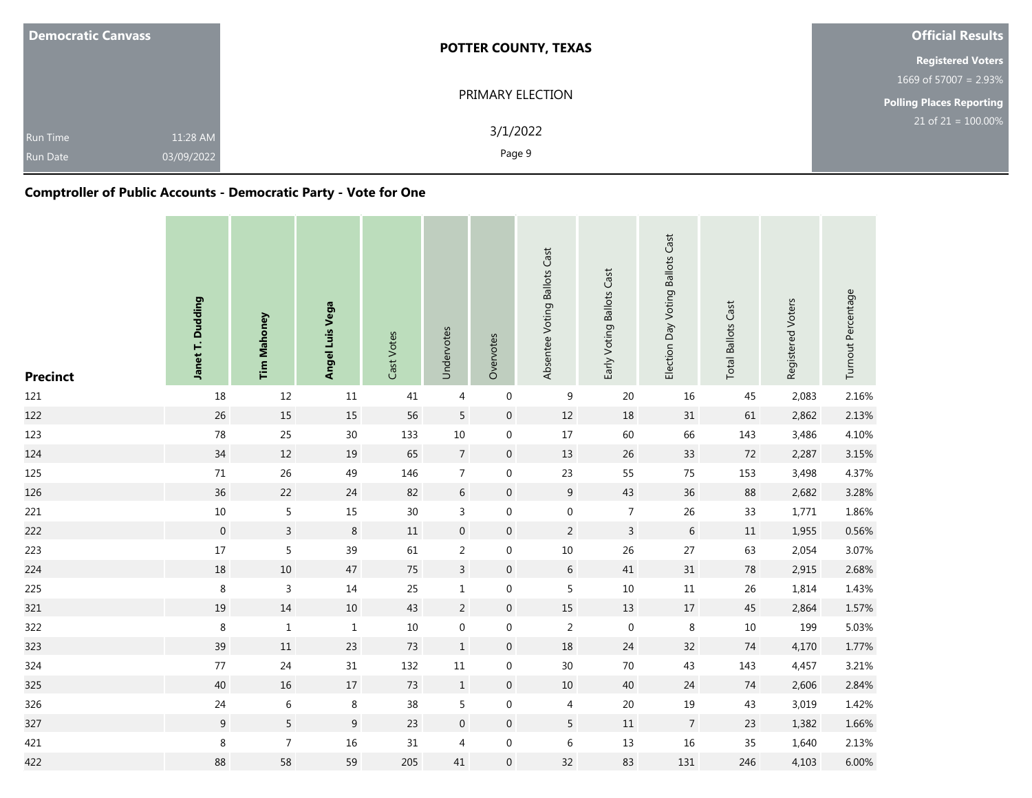| Democratic Canvass | POTTER COUNTY, TEXAS | Official Results |
|---|---|---|
| | PRIMARY ELECTION | Registered Voters 1669 of 57007 = 2.93% |
| Run Time 11:28 AM | 3/1/2022 | Polling Places Reporting 21 of 21 = 100.00% |
| Run Date 03/09/2022 | | |

## Comptroller of Public Accounts - Democratic Party - Vote for One

| Precinct | Janet T. Dudding | Tim Mahoney | Angel Luis Vega | Cast Votes | Undervotes | Overvotes | Absentee Voting Ballots Cast | Early Voting Ballots Cast | Election Day Voting Ballots Cast | Total Ballots Cast | Registered Voters | Turnout Percentage |
|---|---|---|---|---|---|---|---|---|---|---|---|---|
| 121 | 18 | 12 | 11 | 41 | 4 | 0 | 9 | 20 | 16 | 45 | 2,083 | 2.16% |
| 122 | 26 | 15 | 15 | 56 | 5 | 0 | 12 | 18 | 31 | 61 | 2,862 | 2.13% |
| 123 | 78 | 25 | 30 | 133 | 10 | 0 | 17 | 60 | 66 | 143 | 3,486 | 4.10% |
| 124 | 34 | 12 | 19 | 65 | 7 | 0 | 13 | 26 | 33 | 72 | 2,287 | 3.15% |
| 125 | 71 | 26 | 49 | 146 | 7 | 0 | 23 | 55 | 75 | 153 | 3,498 | 4.37% |
| 126 | 36 | 22 | 24 | 82 | 6 | 0 | 9 | 43 | 36 | 88 | 2,682 | 3.28% |
| 221 | 10 | 5 | 15 | 30 | 3 | 0 | 0 | 7 | 26 | 33 | 1,771 | 1.86% |
| 222 | 0 | 3 | 8 | 11 | 0 | 0 | 2 | 3 | 6 | 11 | 1,955 | 0.56% |
| 223 | 17 | 5 | 39 | 61 | 2 | 0 | 10 | 26 | 27 | 63 | 2,054 | 3.07% |
| 224 | 18 | 10 | 47 | 75 | 3 | 0 | 6 | 41 | 31 | 78 | 2,915 | 2.68% |
| 225 | 8 | 3 | 14 | 25 | 1 | 0 | 5 | 10 | 11 | 26 | 1,814 | 1.43% |
| 321 | 19 | 14 | 10 | 43 | 2 | 0 | 15 | 13 | 17 | 45 | 2,864 | 1.57% |
| 322 | 8 | 1 | 1 | 10 | 0 | 0 | 2 | 0 | 8 | 10 | 199 | 5.03% |
| 323 | 39 | 11 | 23 | 73 | 1 | 0 | 18 | 24 | 32 | 74 | 4,170 | 1.77% |
| 324 | 77 | 24 | 31 | 132 | 11 | 0 | 30 | 70 | 43 | 143 | 4,457 | 3.21% |
| 325 | 40 | 16 | 17 | 73 | 1 | 0 | 10 | 40 | 24 | 74 | 2,606 | 2.84% |
| 326 | 24 | 6 | 8 | 38 | 5 | 0 | 4 | 20 | 19 | 43 | 3,019 | 1.42% |
| 327 | 9 | 5 | 9 | 23 | 0 | 0 | 5 | 11 | 7 | 23 | 1,382 | 1.66% |
| 421 | 8 | 7 | 16 | 31 | 4 | 0 | 6 | 13 | 16 | 35 | 1,640 | 2.13% |
| 422 | 88 | 58 | 59 | 205 | 41 | 0 | 32 | 83 | 131 | 246 | 4,103 | 6.00% |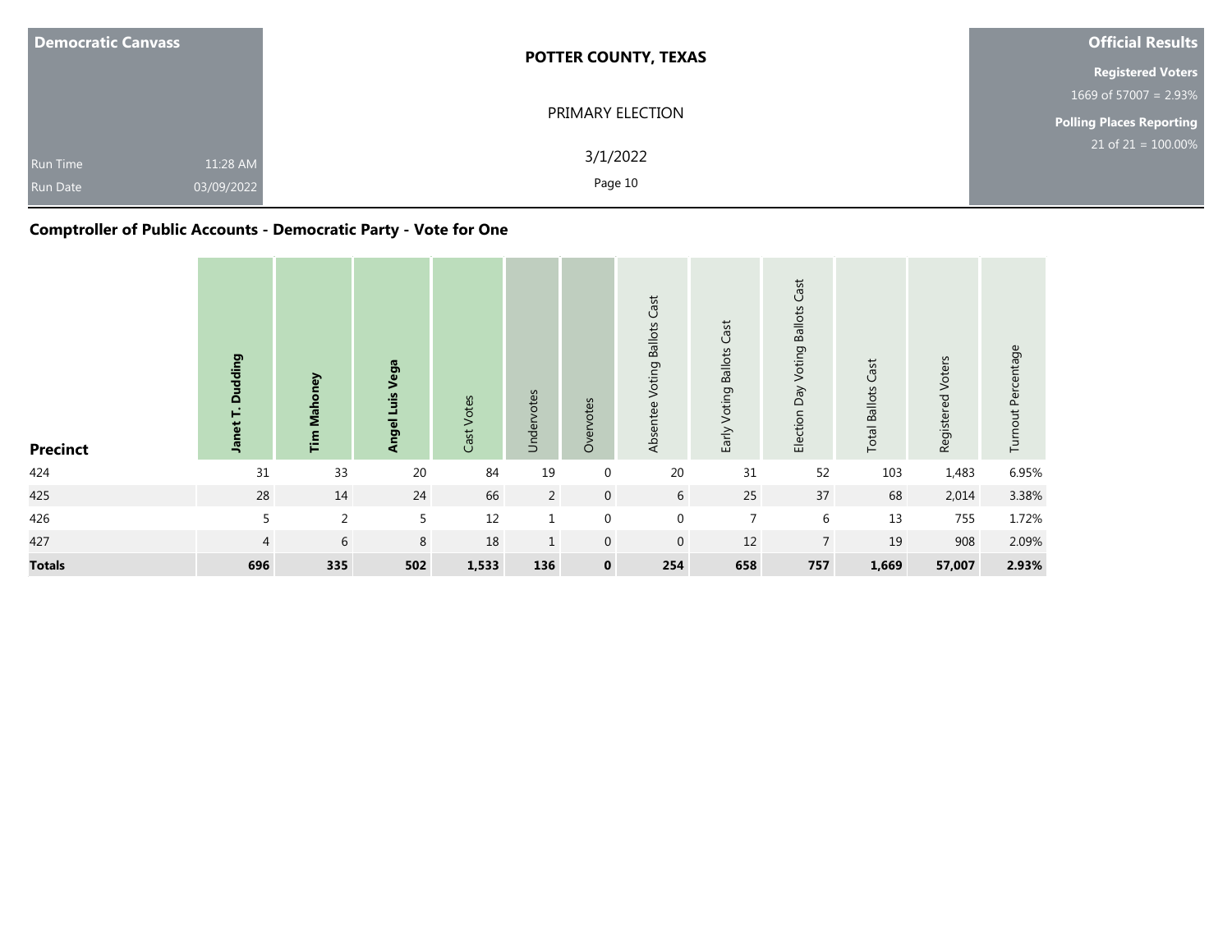Democratic Canvass

Run Time 11:28 AM
Run Date 03/09/2022

**POTTER COUNTY, TEXAS**

PRIMARY ELECTION

3/1/2022

**Official Results**

**Registered Voters**
1669 of 57007 = 2.93%

**Polling Places Reporting**
21 of 21 = 100.00%

## Comptroller of Public Accounts - Democratic Party - Vote for One

| Precinct | Janet T. Dudding | Tim Mahoney | Angel Luis Vega | Cast Votes | Undervotes | Overvotes | Absentee Voting Ballots Cast | Early Voting Ballots Cast | Election Day Voting Ballots Cast | Total Ballots Cast | Registered Voters | Turnout Percentage |
|---|---|---|---|---|---|---|---|---|---|---|---|---|
| 424 | 31 | 33 | 20 | 84 | 19 | 0 | 20 | 31 | 52 | 103 | 1,483 | 6.95% |
| 425 | 28 | 14 | 24 | 66 | 2 | 0 | 6 | 25 | 37 | 68 | 2,014 | 3.38% |
| 426 | 5 | 2 | 5 | 12 | 1 | 0 | 0 | 7 | 6 | 13 | 755 | 1.72% |
| 427 | 4 | 6 | 8 | 18 | 1 | 0 | 0 | 12 | 7 | 19 | 908 | 2.09% |
| **Totals** | **696** | **335** | **502** | **1,533** | **136** | **0** | **254** | **658** | **757** | **1,669** | **57,007** | **2.93%** |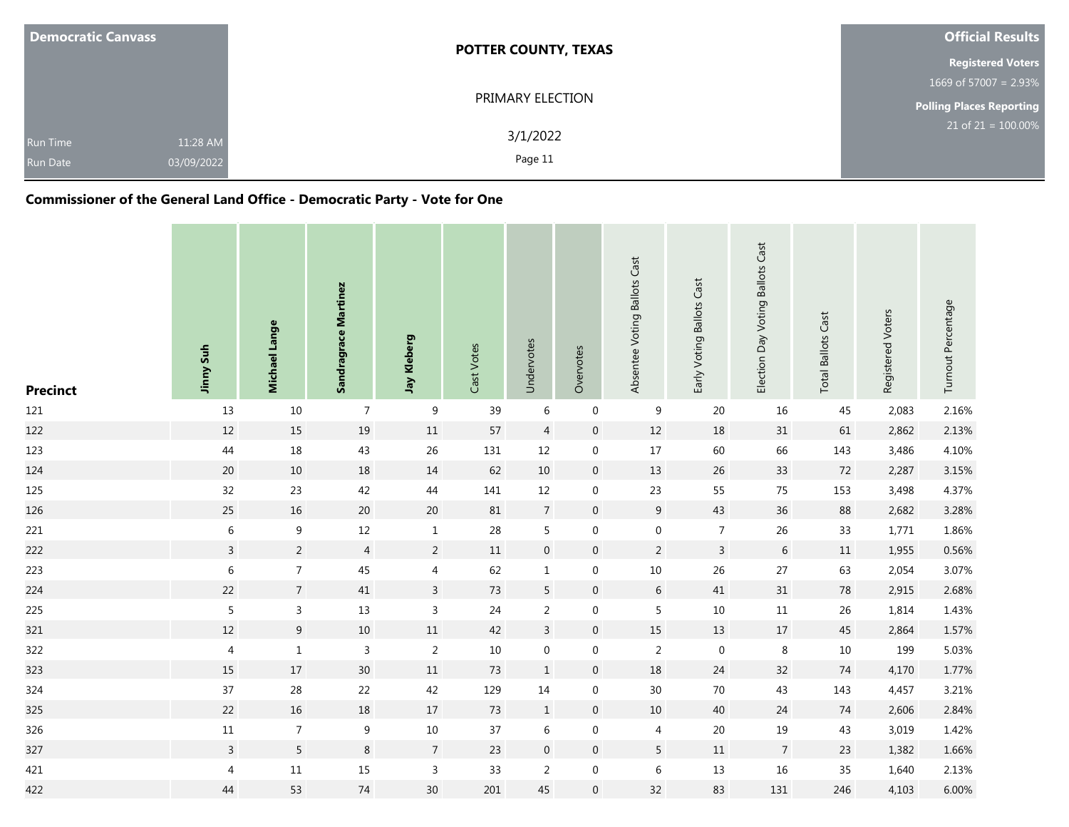| Democratic Canvass | POTTER COUNTY, TEXAS | Official Results |
|---|---|---|
| | PRIMARY ELECTION | Registered Voters |
| | | 1669 of 57007 = 2.93% |
| Run Time 11:28 AM | 3/1/2022 | Polling Places Reporting |
| Run Date 03/09/2022 | | 21 of 21 = 100.00% |

## Commissioner of the General Land Office - Democratic Party - Vote for One

| Precinct | Jinny Suh | Michael Lange | Sandragrace Martinez | Jay Kleberg | Cast Votes | Undervotes | Overvotes | Absentee Voting Ballots Cast | Early Voting Ballots Cast | Election Day Voting Ballots Cast | Total Ballots Cast | Registered Voters | Turnout Percentage |
|---|---|---|---|---|---|---|---|---|---|---|---|---|---|
| 121 | 13 | 10 | 7 | 9 | 39 | 6 | 0 | 9 | 20 | 16 | 45 | 2,083 | 2.16% |
| 122 | 12 | 15 | 19 | 11 | 57 | 4 | 0 | 12 | 18 | 31 | 61 | 2,862 | 2.13% |
| 123 | 44 | 18 | 43 | 26 | 131 | 12 | 0 | 17 | 60 | 66 | 143 | 3,486 | 4.10% |
| 124 | 20 | 10 | 18 | 14 | 62 | 10 | 0 | 13 | 26 | 33 | 72 | 2,287 | 3.15% |
| 125 | 32 | 23 | 42 | 44 | 141 | 12 | 0 | 23 | 55 | 75 | 153 | 3,498 | 4.37% |
| 126 | 25 | 16 | 20 | 20 | 81 | 7 | 0 | 9 | 43 | 36 | 88 | 2,682 | 3.28% |
| 221 | 6 | 9 | 12 | 1 | 28 | 5 | 0 | 0 | 7 | 26 | 33 | 1,771 | 1.86% |
| 222 | 3 | 2 | 4 | 2 | 11 | 0 | 0 | 2 | 3 | 6 | 11 | 1,955 | 0.56% |
| 223 | 6 | 7 | 45 | 4 | 62 | 1 | 0 | 10 | 26 | 27 | 63 | 2,054 | 3.07% |
| 224 | 22 | 7 | 41 | 3 | 73 | 5 | 0 | 6 | 41 | 31 | 78 | 2,915 | 2.68% |
| 225 | 5 | 3 | 13 | 3 | 24 | 2 | 0 | 5 | 10 | 11 | 26 | 1,814 | 1.43% |
| 321 | 12 | 9 | 10 | 11 | 42 | 3 | 0 | 15 | 13 | 17 | 45 | 2,864 | 1.57% |
| 322 | 4 | 1 | 3 | 2 | 10 | 0 | 0 | 2 | 0 | 8 | 10 | 199 | 5.03% |
| 323 | 15 | 17 | 30 | 11 | 73 | 1 | 0 | 18 | 24 | 32 | 74 | 4,170 | 1.77% |
| 324 | 37 | 28 | 22 | 42 | 129 | 14 | 0 | 30 | 70 | 43 | 143 | 4,457 | 3.21% |
| 325 | 22 | 16 | 18 | 17 | 73 | 1 | 0 | 10 | 40 | 24 | 74 | 2,606 | 2.84% |
| 326 | 11 | 7 | 9 | 10 | 37 | 6 | 0 | 4 | 20 | 19 | 43 | 3,019 | 1.42% |
| 327 | 3 | 5 | 8 | 7 | 23 | 0 | 0 | 5 | 11 | 7 | 23 | 1,382 | 1.66% |
| 421 | 4 | 11 | 15 | 3 | 33 | 2 | 0 | 6 | 13 | 16 | 35 | 1,640 | 2.13% |
| 422 | 44 | 53 | 74 | 30 | 201 | 45 | 0 | 32 | 83 | 131 | 246 | 4,103 | 6.00% |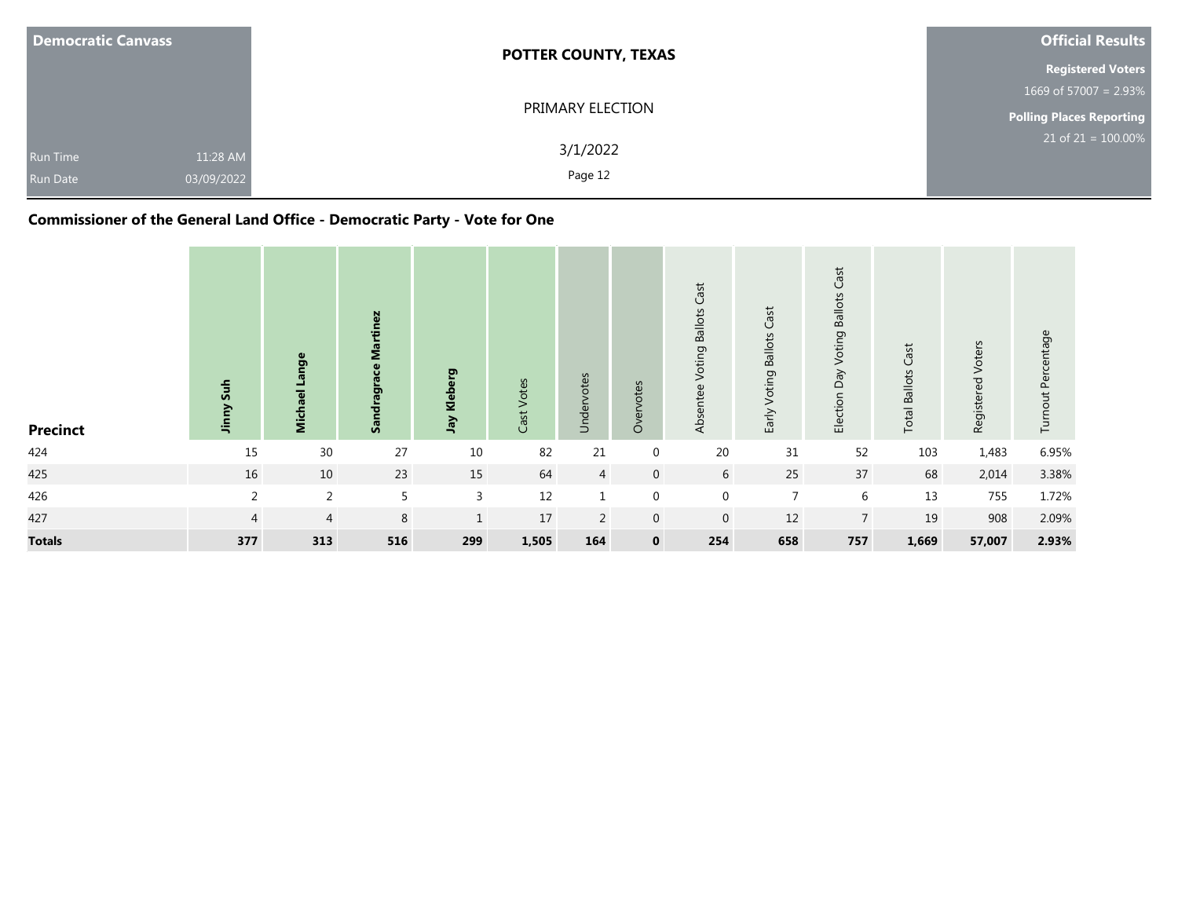| Democratic Canvass | | POTTER COUNTY, TEXAS | Official Results |
|---|---|---|---|
| | | PRIMARY ELECTION | Registered Voters<br>1669 of 57007 = 2.93% |
| Run Time | 11:28 AM | 3/1/2022 | Polling Places Reporting<br>21 of 21 = 100.00% |
| Run Date | 03/09/2022 | | |

## Commissioner of the General Land Office - Democratic Party - Vote for One

| Precinct | Jinny Suh | Michael Lange | Sandragrace Martinez | Jay Kleberg | Cast Votes | Undervotes | Overvotes | Absentee Voting Ballots Cast | Early Voting Ballots Cast | Election Day Voting Ballots Cast | Total Ballots Cast | Registered Voters | Turnout Percentage |
|---|---|---|---|---|---|---|---|---|---|---|---|---|---|
| 424 | 15 | 30 | 27 | 10 | 82 | 21 | 0 | 20 | 31 | 52 | 103 | 1,483 | 6.95% |
| 425 | 16 | 10 | 23 | 15 | 64 | 4 | 0 | 6 | 25 | 37 | 68 | 2,014 | 3.38% |
| 426 | 2 | 2 | 5 | 3 | 12 | 1 | 0 | 0 | 7 | 6 | 13 | 755 | 1.72% |
| 427 | 4 | 4 | 8 | 1 | 17 | 2 | 0 | 0 | 12 | 7 | 19 | 908 | 2.09% |
| **Totals** | **377** | **313** | **516** | **299** | **1,505** | **164** | **0** | **254** | **658** | **757** | **1,669** | **57,007** | **2.93%** |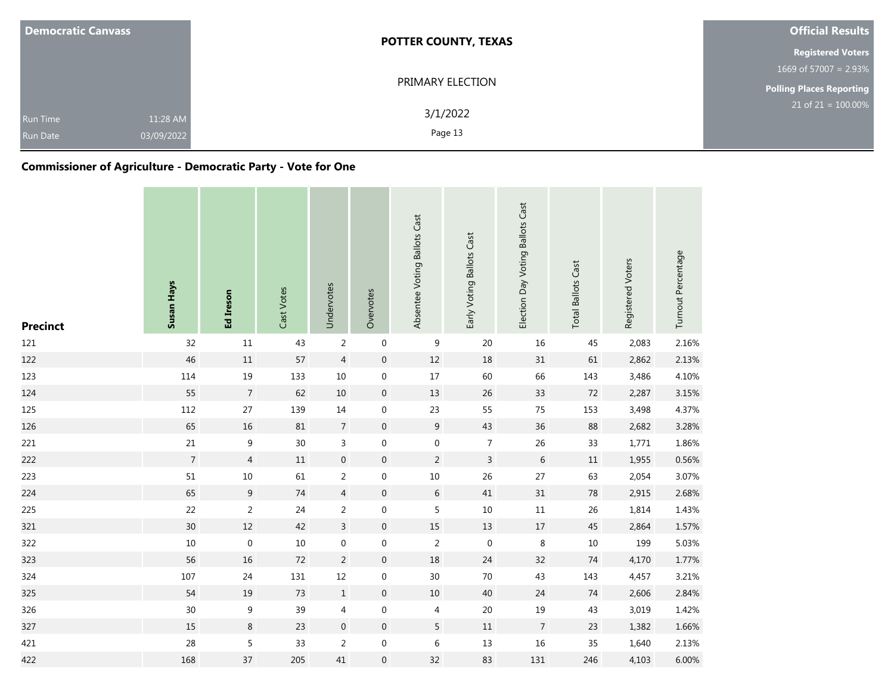**Democratic Canvass**

Run Time 11:28 AM
Run Date 03/09/2022

**POTTER COUNTY, TEXAS**

PRIMARY ELECTION

3/1/2022

**Official Results**

**Registered Voters**
1669 of 57007 = 2.93%

**Polling Places Reporting**
21 of 21 = 100.00%

## Commissioner of Agriculture - Democratic Party - Vote for One

| Precinct | Susan Hays | Ed Ireson | Cast Votes | Undervotes | Overvotes | Absentee Voting Ballots Cast | Early Voting Ballots Cast | Election Day Voting Ballots Cast | Total Ballots Cast | Registered Voters | Turnout Percentage |
|---|---|---|---|---|---|---|---|---|---|---|---|
| 121 | 32 | 11 | 43 | 2 | 0 | 9 | 20 | 16 | 45 | 2,083 | 2.16% |
| 122 | 46 | 11 | 57 | 4 | 0 | 12 | 18 | 31 | 61 | 2,862 | 2.13% |
| 123 | 114 | 19 | 133 | 10 | 0 | 17 | 60 | 66 | 143 | 3,486 | 4.10% |
| 124 | 55 | 7 | 62 | 10 | 0 | 13 | 26 | 33 | 72 | 2,287 | 3.15% |
| 125 | 112 | 27 | 139 | 14 | 0 | 23 | 55 | 75 | 153 | 3,498 | 4.37% |
| 126 | 65 | 16 | 81 | 7 | 0 | 9 | 43 | 36 | 88 | 2,682 | 3.28% |
| 221 | 21 | 9 | 30 | 3 | 0 | 0 | 7 | 26 | 33 | 1,771 | 1.86% |
| 222 | 7 | 4 | 11 | 0 | 0 | 2 | 3 | 6 | 11 | 1,955 | 0.56% |
| 223 | 51 | 10 | 61 | 2 | 0 | 10 | 26 | 27 | 63 | 2,054 | 3.07% |
| 224 | 65 | 9 | 74 | 4 | 0 | 6 | 41 | 31 | 78 | 2,915 | 2.68% |
| 225 | 22 | 2 | 24 | 2 | 0 | 5 | 10 | 11 | 26 | 1,814 | 1.43% |
| 321 | 30 | 12 | 42 | 3 | 0 | 15 | 13 | 17 | 45 | 2,864 | 1.57% |
| 322 | 10 | 0 | 10 | 0 | 0 | 2 | 0 | 8 | 10 | 199 | 5.03% |
| 323 | 56 | 16 | 72 | 2 | 0 | 18 | 24 | 32 | 74 | 4,170 | 1.77% |
| 324 | 107 | 24 | 131 | 12 | 0 | 30 | 70 | 43 | 143 | 4,457 | 3.21% |
| 325 | 54 | 19 | 73 | 1 | 0 | 10 | 40 | 24 | 74 | 2,606 | 2.84% |
| 326 | 30 | 9 | 39 | 4 | 0 | 4 | 20 | 19 | 43 | 3,019 | 1.42% |
| 327 | 15 | 8 | 23 | 0 | 0 | 5 | 11 | 7 | 23 | 1,382 | 1.66% |
| 421 | 28 | 5 | 33 | 2 | 0 | 6 | 13 | 16 | 35 | 1,640 | 2.13% |
| 422 | 168 | 37 | 205 | 41 | 0 | 32 | 83 | 131 | 246 | 4,103 | 6.00% |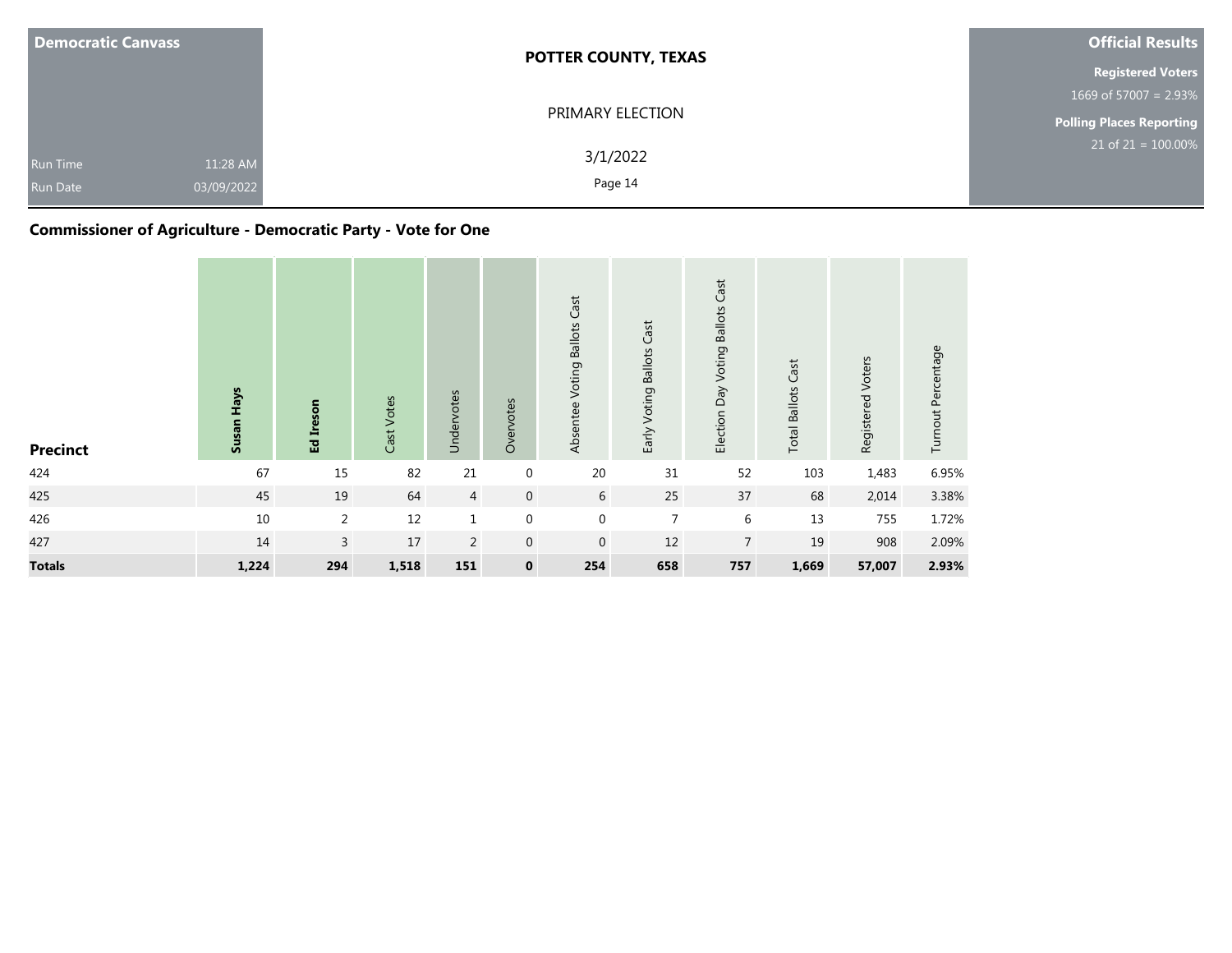| Democratic Canvass | | POTTER COUNTY, TEXAS | Official Results |
|---|---|---|---|
| | | PRIMARY ELECTION | Registered Voters 1669 of 57007 = 2.93% |
| Run Time | 11:28 AM | 3/1/2022 | Polling Places Reporting 21 of 21 = 100.00% |
| Run Date | 03/09/2022 | | |

## Commissioner of Agriculture - Democratic Party - Vote for One

| Precinct | **Susan Hays** | **Ed Ireson** | Cast Votes | Undervotes | Overvotes | Absentee Voting Ballots Cast | Early Voting Ballots Cast | Election Day Voting Ballots Cast | Total Ballots Cast | Registered Voters | Turnout Percentage |
|---|---|---|---|---|---|---|---|---|---|---|---|
| 424 | 67 | 15 | 82 | 21 | 0 | 20 | 31 | 52 | 103 | 1,483 | 6.95% |
| 425 | 45 | 19 | 64 | 4 | 0 | 6 | 25 | 37 | 68 | 2,014 | 3.38% |
| 426 | 10 | 2 | 12 | 1 | 0 | 0 | 7 | 6 | 13 | 755 | 1.72% |
| 427 | 14 | 3 | 17 | 2 | 0 | 0 | 12 | 7 | 19 | 908 | 2.09% |
| **Totals** | **1,224** | **294** | **1,518** | **151** | **0** | **254** | **658** | **757** | **1,669** | **57,007** | **2.93%** |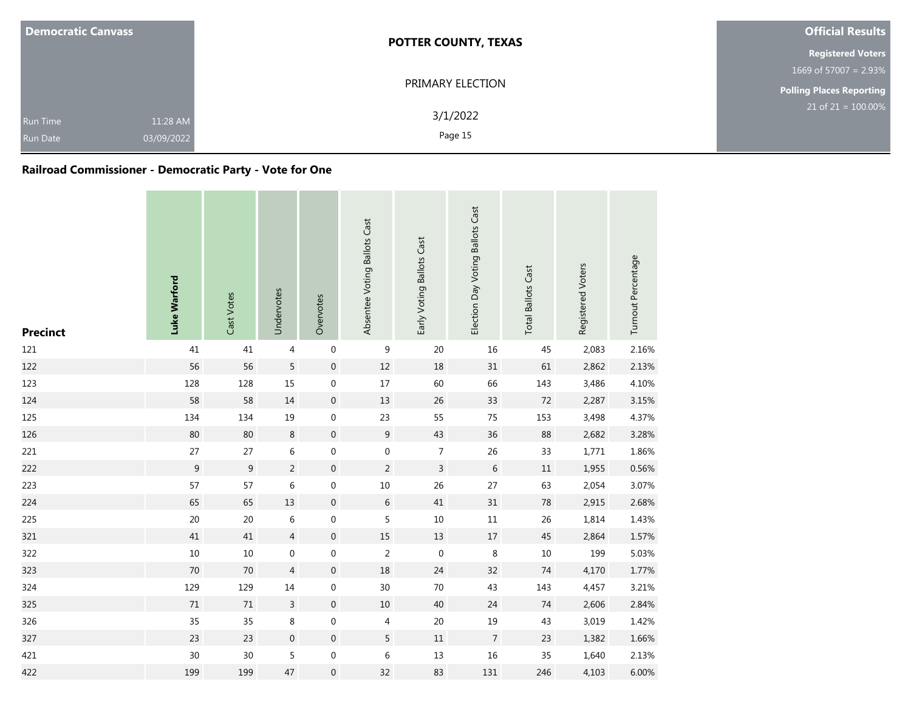| Democratic Canvass | | POTTER COUNTY, TEXAS | Official Results |
|---|---|---|---|
| | | PRIMARY ELECTION | Registered Voters |
| | | | 1669 of 57007 = 2.93% |
| | | | Polling Places Reporting |
| Run Time | 11:28 AM | 3/1/2022 | 21 of 21 = 100.00% |
| Run Date | 03/09/2022 | | |

## Railroad Commissioner - Democratic Party - Vote for One

| Precinct | **Luke Warford** | Cast Votes | Undervotes | Overvotes | Absentee Voting Ballots Cast | Early Voting Ballots Cast | Election Day Voting Ballots Cast | Total Ballots Cast | Registered Voters | Turnout Percentage |
|---|---|---|---|---|---|---|---|---|---|---|
| 121 | 41 | 41 | 4 | 0 | 9 | 20 | 16 | 45 | 2,083 | 2.16% |
| 122 | 56 | 56 | 5 | 0 | 12 | 18 | 31 | 61 | 2,862 | 2.13% |
| 123 | 128 | 128 | 15 | 0 | 17 | 60 | 66 | 143 | 3,486 | 4.10% |
| 124 | 58 | 58 | 14 | 0 | 13 | 26 | 33 | 72 | 2,287 | 3.15% |
| 125 | 134 | 134 | 19 | 0 | 23 | 55 | 75 | 153 | 3,498 | 4.37% |
| 126 | 80 | 80 | 8 | 0 | 9 | 43 | 36 | 88 | 2,682 | 3.28% |
| 221 | 27 | 27 | 6 | 0 | 0 | 7 | 26 | 33 | 1,771 | 1.86% |
| 222 | 9 | 9 | 2 | 0 | 2 | 3 | 6 | 11 | 1,955 | 0.56% |
| 223 | 57 | 57 | 6 | 0 | 10 | 26 | 27 | 63 | 2,054 | 3.07% |
| 224 | 65 | 65 | 13 | 0 | 6 | 41 | 31 | 78 | 2,915 | 2.68% |
| 225 | 20 | 20 | 6 | 0 | 5 | 10 | 11 | 26 | 1,814 | 1.43% |
| 321 | 41 | 41 | 4 | 0 | 15 | 13 | 17 | 45 | 2,864 | 1.57% |
| 322 | 10 | 10 | 0 | 0 | 2 | 0 | 8 | 10 | 199 | 5.03% |
| 323 | 70 | 70 | 4 | 0 | 18 | 24 | 32 | 74 | 4,170 | 1.77% |
| 324 | 129 | 129 | 14 | 0 | 30 | 70 | 43 | 143 | 4,457 | 3.21% |
| 325 | 71 | 71 | 3 | 0 | 10 | 40 | 24 | 74 | 2,606 | 2.84% |
| 326 | 35 | 35 | 8 | 0 | 4 | 20 | 19 | 43 | 3,019 | 1.42% |
| 327 | 23 | 23 | 0 | 0 | 5 | 11 | 7 | 23 | 1,382 | 1.66% |
| 421 | 30 | 30 | 5 | 0 | 6 | 13 | 16 | 35 | 1,640 | 2.13% |
| 422 | 199 | 199 | 47 | 0 | 32 | 83 | 131 | 246 | 4,103 | 6.00% |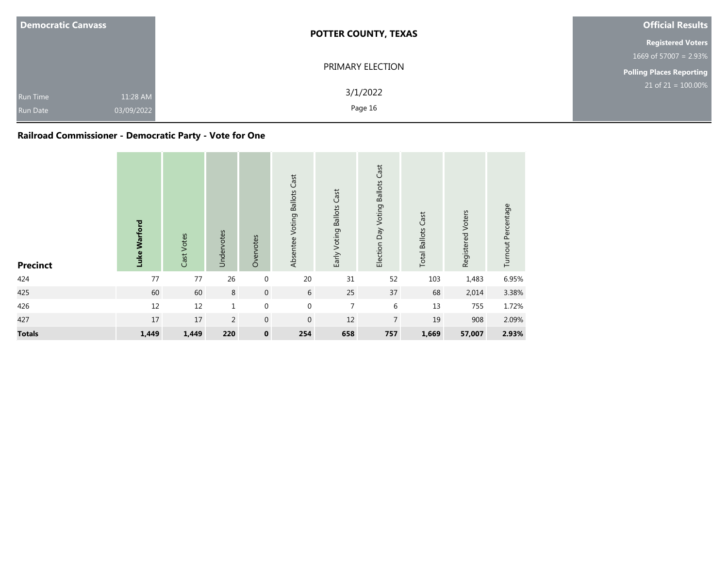| Democratic Canvass | | POTTER COUNTY, TEXAS | Official Results |
|---|---|---|---|
| | | PRIMARY ELECTION | Registered Voters |
| | | | 1669 of 57007 = 2.93% |
| | | | Polling Places Reporting |
| Run Time | 11:28 AM | 3/1/2022 | 21 of 21 = 100.00% |
| Run Date | 03/09/2022 | | |

## Railroad Commissioner - Democratic Party - Vote for One

| Precinct | Luke Warford | Cast Votes | Undervotes | Overvotes | Absentee Voting Ballots Cast | Early Voting Ballots Cast | Election Day Voting Ballots Cast | Total Ballots Cast | Registered Voters | Turnout Percentage |
|---|---|---|---|---|---|---|---|---|---|---|
| 424 | 77 | 77 | 26 | 0 | 20 | 31 | 52 | 103 | 1,483 | 6.95% |
| 425 | 60 | 60 | 8 | 0 | 6 | 25 | 37 | 68 | 2,014 | 3.38% |
| 426 | 12 | 12 | 1 | 0 | 0 | 7 | 6 | 13 | 755 | 1.72% |
| 427 | 17 | 17 | 2 | 0 | 0 | 12 | 7 | 19 | 908 | 2.09% |
| **Totals** | **1,449** | **1,449** | **220** | **0** | **254** | **658** | **757** | **1,669** | **57,007** | **2.93%** |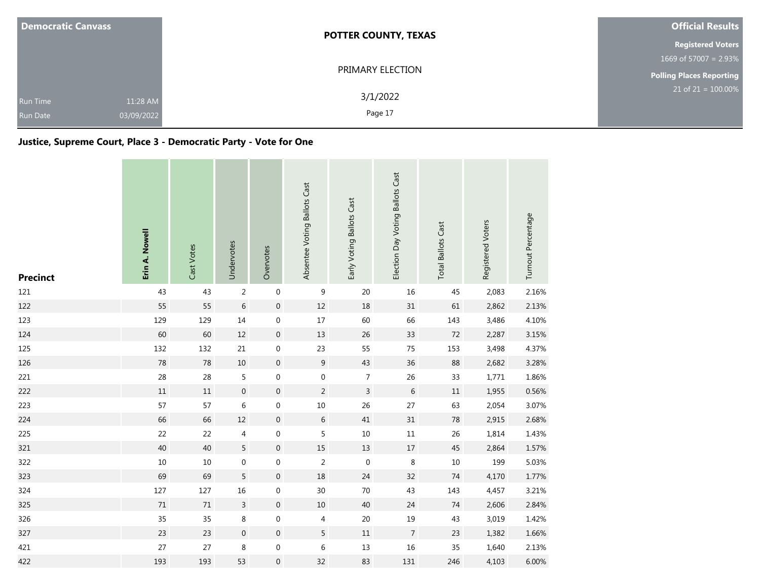**Democratic Canvass**

Run Time 11:28 AM

Run Date 03/09/2022

**POTTER COUNTY, TEXAS**

PRIMARY ELECTION

3/1/2022

**Official Results**

**Registered Voters**

1669 of 57007 = 2.93%

**Polling Places Reporting**

21 of 21 = 100.00%

## Justice, Supreme Court, Place 3 - Democratic Party - Vote for One

| Precinct | **Erin A. Nowell** | Cast Votes | Undervotes | Overvotes | Absentee Voting Ballots Cast | Early Voting Ballots Cast | Election Day Voting Ballots Cast | Total Ballots Cast | Registered Voters | Turnout Percentage |
|---|---|---|---|---|---|---|---|---|---|---|
| 121 | 43 | 43 | 2 | 0 | 9 | 20 | 16 | 45 | 2,083 | 2.16% |
| 122 | 55 | 55 | 6 | 0 | 12 | 18 | 31 | 61 | 2,862 | 2.13% |
| 123 | 129 | 129 | 14 | 0 | 17 | 60 | 66 | 143 | 3,486 | 4.10% |
| 124 | 60 | 60 | 12 | 0 | 13 | 26 | 33 | 72 | 2,287 | 3.15% |
| 125 | 132 | 132 | 21 | 0 | 23 | 55 | 75 | 153 | 3,498 | 4.37% |
| 126 | 78 | 78 | 10 | 0 | 9 | 43 | 36 | 88 | 2,682 | 3.28% |
| 221 | 28 | 28 | 5 | 0 | 0 | 7 | 26 | 33 | 1,771 | 1.86% |
| 222 | 11 | 11 | 0 | 0 | 2 | 3 | 6 | 11 | 1,955 | 0.56% |
| 223 | 57 | 57 | 6 | 0 | 10 | 26 | 27 | 63 | 2,054 | 3.07% |
| 224 | 66 | 66 | 12 | 0 | 6 | 41 | 31 | 78 | 2,915 | 2.68% |
| 225 | 22 | 22 | 4 | 0 | 5 | 10 | 11 | 26 | 1,814 | 1.43% |
| 321 | 40 | 40 | 5 | 0 | 15 | 13 | 17 | 45 | 2,864 | 1.57% |
| 322 | 10 | 10 | 0 | 0 | 2 | 0 | 8 | 10 | 199 | 5.03% |
| 323 | 69 | 69 | 5 | 0 | 18 | 24 | 32 | 74 | 4,170 | 1.77% |
| 324 | 127 | 127 | 16 | 0 | 30 | 70 | 43 | 143 | 4,457 | 3.21% |
| 325 | 71 | 71 | 3 | 0 | 10 | 40 | 24 | 74 | 2,606 | 2.84% |
| 326 | 35 | 35 | 8 | 0 | 4 | 20 | 19 | 43 | 3,019 | 1.42% |
| 327 | 23 | 23 | 0 | 0 | 5 | 11 | 7 | 23 | 1,382 | 1.66% |
| 421 | 27 | 27 | 8 | 0 | 6 | 13 | 16 | 35 | 1,640 | 2.13% |
| 422 | 193 | 193 | 53 | 0 | 32 | 83 | 131 | 246 | 4,103 | 6.00% |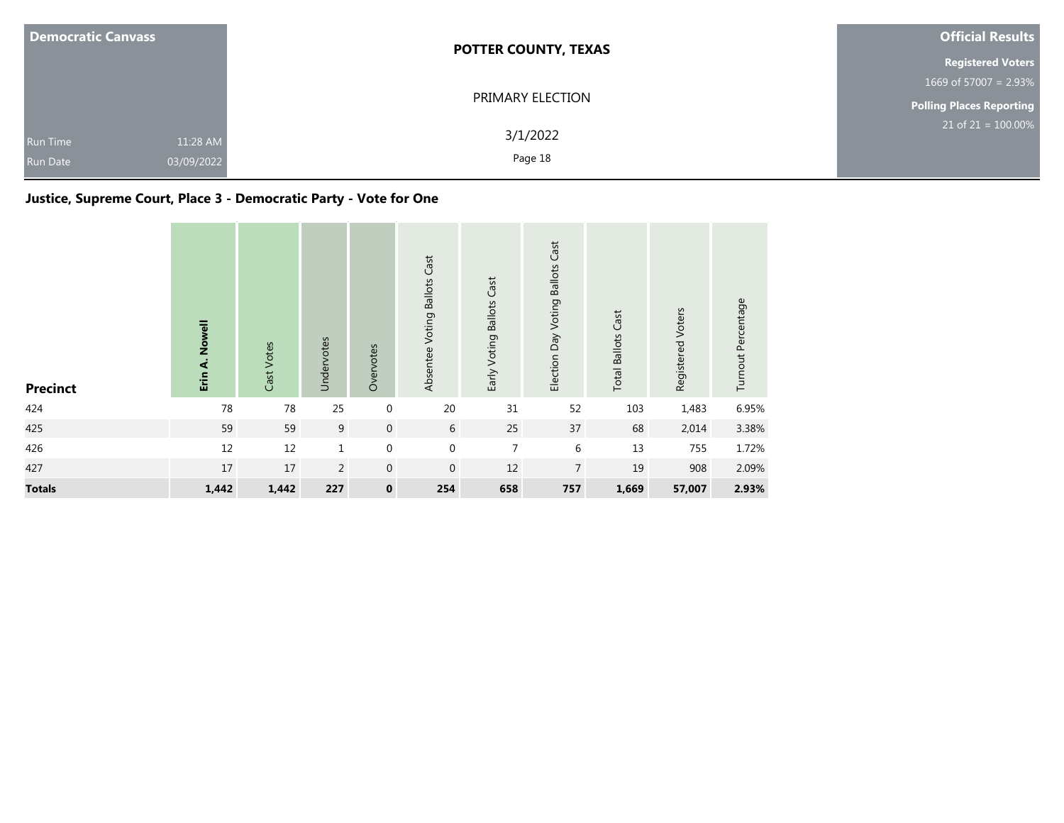Democratic Canvass

Run Time 11:28 AM
Run Date 03/09/2022

**POTTER COUNTY, TEXAS**

PRIMARY ELECTION

3/1/2022

**Official Results**

**Registered Voters**
1669 of 57007 = 2.93%

**Polling Places Reporting**
21 of 21 = 100.00%

## Justice, Supreme Court, Place 3 - Democratic Party - Vote for One

| Precinct | Erin A. Nowell | Cast Votes | Undervotes | Overvotes | Absentee Voting Ballots Cast | Early Voting Ballots Cast | Election Day Voting Ballots Cast | Total Ballots Cast | Registered Voters | Turnout Percentage |
|---|---|---|---|---|---|---|---|---|---|---|
| 424 | 78 | 78 | 25 | 0 | 20 | 31 | 52 | 103 | 1,483 | 6.95% |
| 425 | 59 | 59 | 9 | 0 | 6 | 25 | 37 | 68 | 2,014 | 3.38% |
| 426 | 12 | 12 | 1 | 0 | 0 | 7 | 6 | 13 | 755 | 1.72% |
| 427 | 17 | 17 | 2 | 0 | 0 | 12 | 7 | 19 | 908 | 2.09% |
| **Totals** | **1,442** | **1,442** | **227** | **0** | **254** | **658** | **757** | **1,669** | **57,007** | **2.93%** |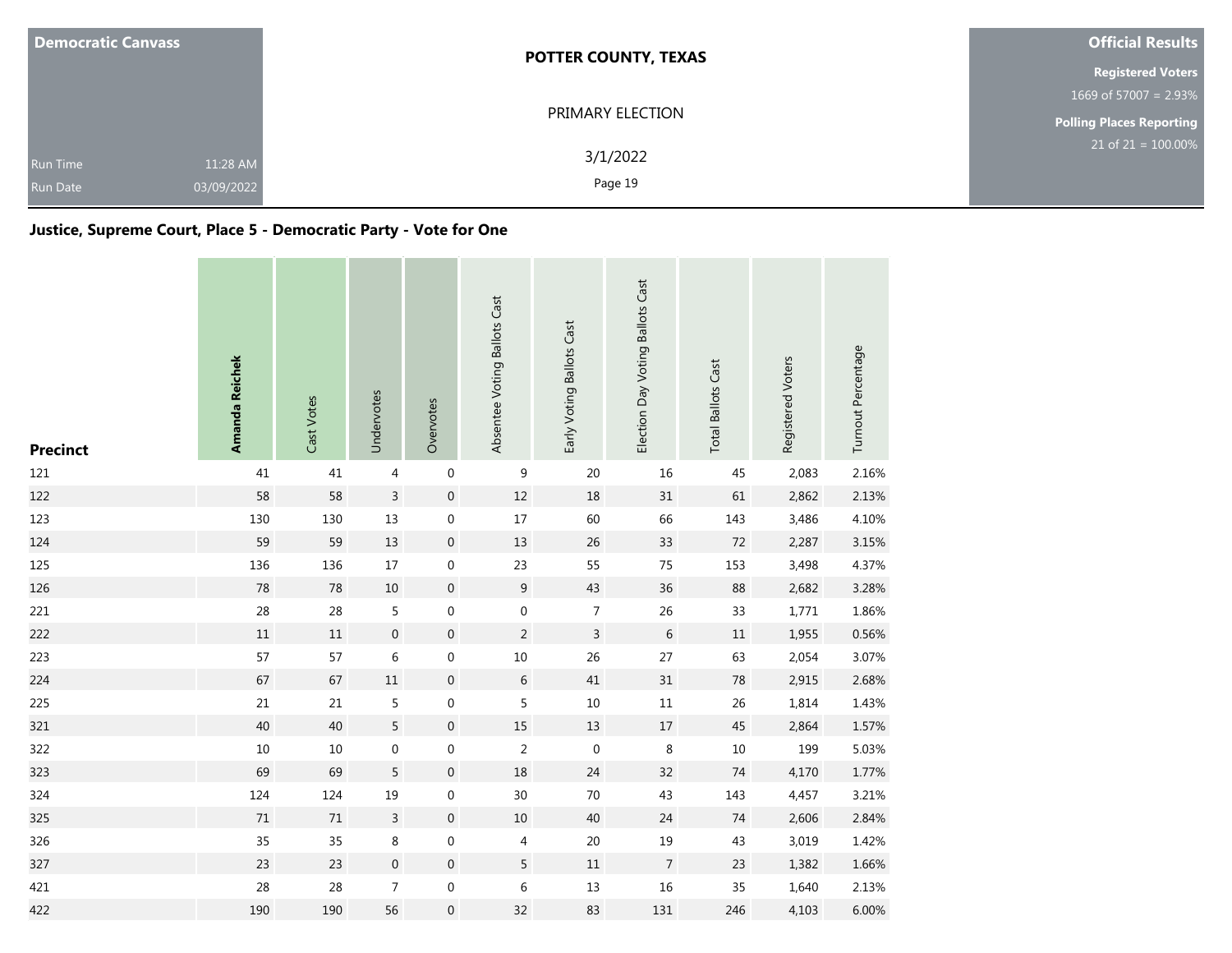**Democratic Canvass**

Run Time 11:28 AM
Run Date 03/09/2022

**POTTER COUNTY, TEXAS**

PRIMARY ELECTION

3/1/2022

**Official Results**

**Registered Voters**
1669 of 57007 = 2.93%

**Polling Places Reporting**
21 of 21 = 100.00%

## Justice, Supreme Court, Place 5 - Democratic Party - Vote for One

| Precinct | **Amanda Reichek** | Cast Votes | Undervotes | Overvotes | Absentee Voting Ballots Cast | Early Voting Ballots Cast | Election Day Voting Ballots Cast | Total Ballots Cast | Registered Voters | Turnout Percentage |
|---|---|---|---|---|---|---|---|---|---|---|
| 121 | 41 | 41 | 4 | 0 | 9 | 20 | 16 | 45 | 2,083 | 2.16% |
| 122 | 58 | 58 | 3 | 0 | 12 | 18 | 31 | 61 | 2,862 | 2.13% |
| 123 | 130 | 130 | 13 | 0 | 17 | 60 | 66 | 143 | 3,486 | 4.10% |
| 124 | 59 | 59 | 13 | 0 | 13 | 26 | 33 | 72 | 2,287 | 3.15% |
| 125 | 136 | 136 | 17 | 0 | 23 | 55 | 75 | 153 | 3,498 | 4.37% |
| 126 | 78 | 78 | 10 | 0 | 9 | 43 | 36 | 88 | 2,682 | 3.28% |
| 221 | 28 | 28 | 5 | 0 | 0 | 7 | 26 | 33 | 1,771 | 1.86% |
| 222 | 11 | 11 | 0 | 0 | 2 | 3 | 6 | 11 | 1,955 | 0.56% |
| 223 | 57 | 57 | 6 | 0 | 10 | 26 | 27 | 63 | 2,054 | 3.07% |
| 224 | 67 | 67 | 11 | 0 | 6 | 41 | 31 | 78 | 2,915 | 2.68% |
| 225 | 21 | 21 | 5 | 0 | 5 | 10 | 11 | 26 | 1,814 | 1.43% |
| 321 | 40 | 40 | 5 | 0 | 15 | 13 | 17 | 45 | 2,864 | 1.57% |
| 322 | 10 | 10 | 0 | 0 | 2 | 0 | 8 | 10 | 199 | 5.03% |
| 323 | 69 | 69 | 5 | 0 | 18 | 24 | 32 | 74 | 4,170 | 1.77% |
| 324 | 124 | 124 | 19 | 0 | 30 | 70 | 43 | 143 | 4,457 | 3.21% |
| 325 | 71 | 71 | 3 | 0 | 10 | 40 | 24 | 74 | 2,606 | 2.84% |
| 326 | 35 | 35 | 8 | 0 | 4 | 20 | 19 | 43 | 3,019 | 1.42% |
| 327 | 23 | 23 | 0 | 0 | 5 | 11 | 7 | 23 | 1,382 | 1.66% |
| 421 | 28 | 28 | 7 | 0 | 6 | 13 | 16 | 35 | 1,640 | 2.13% |
| 422 | 190 | 190 | 56 | 0 | 32 | 83 | 131 | 246 | 4,103 | 6.00% |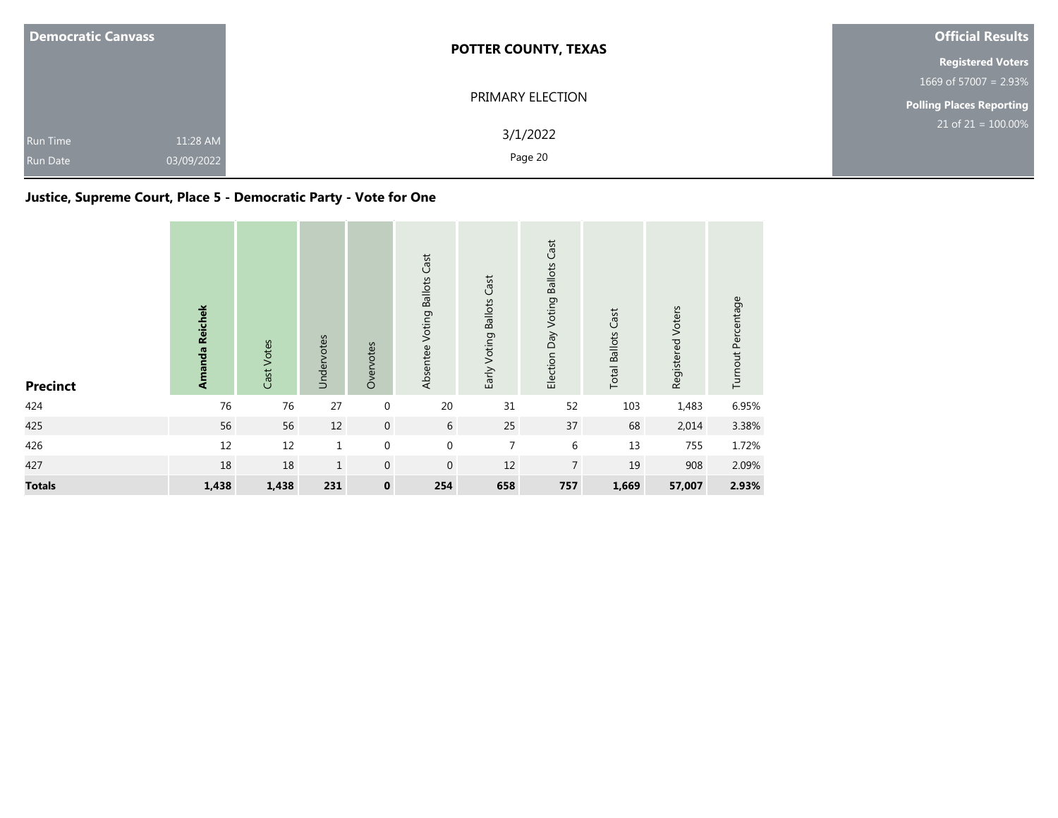| Democratic Canvass | | POTTER COUNTY, TEXAS | Official Results |
|---|---|---|---|
| | | PRIMARY ELECTION | Registered Voters |
| | | | 1669 of 57007 = 2.93% |
| | | | Polling Places Reporting |
| Run Time | 11:28 AM | 3/1/2022 | 21 of 21 = 100.00% |
| Run Date | 03/09/2022 | | |

## Justice, Supreme Court, Place 5 - Democratic Party - Vote for One

| Precinct | **Amanda Reichek** | Cast Votes | Undervotes | Overvotes | Absentee Voting Ballots Cast | Early Voting Ballots Cast | Election Day Voting Ballots Cast | Total Ballots Cast | Registered Voters | Turnout Percentage |
|---|---|---|---|---|---|---|---|---|---|---|
| 424 | 76 | 76 | 27 | 0 | 20 | 31 | 52 | 103 | 1,483 | 6.95% |
| 425 | 56 | 56 | 12 | 0 | 6 | 25 | 37 | 68 | 2,014 | 3.38% |
| 426 | 12 | 12 | 1 | 0 | 0 | 7 | 6 | 13 | 755 | 1.72% |
| 427 | 18 | 18 | 1 | 0 | 0 | 12 | 7 | 19 | 908 | 2.09% |
| **Totals** | **1,438** | **1,438** | **231** | **0** | **254** | **658** | **757** | **1,669** | **57,007** | **2.93%** |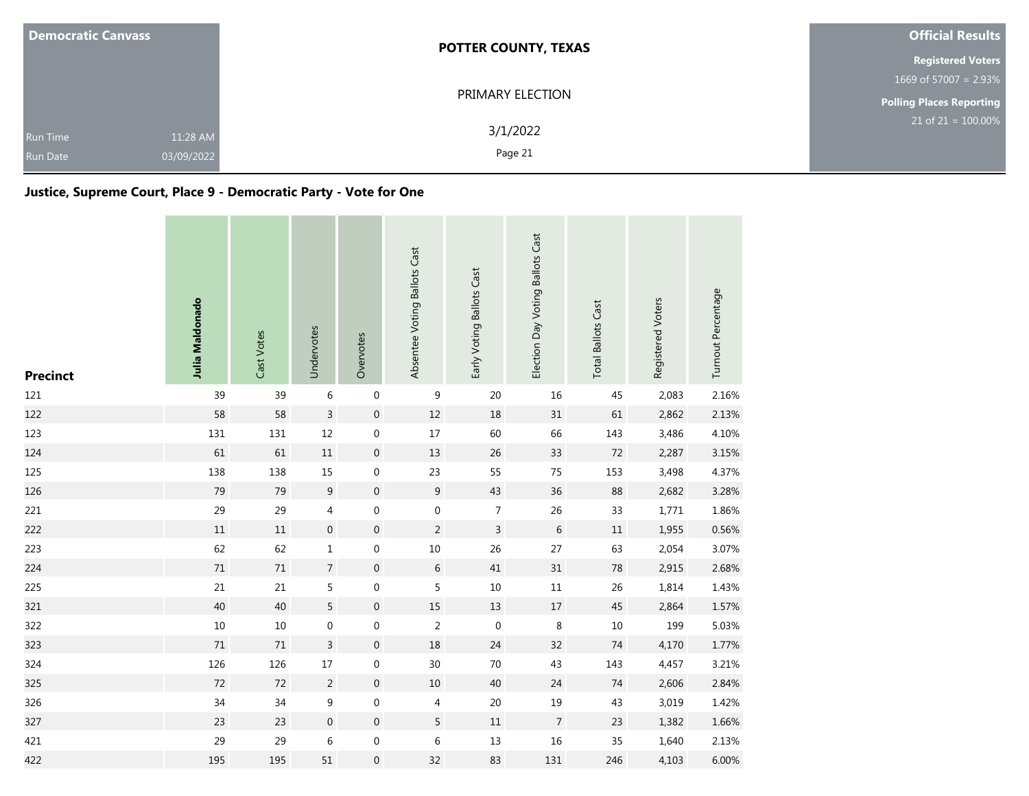**Democratic Canvass**

Run Time 11:28 AM

Run Date 03/09/2022

**POTTER COUNTY, TEXAS**

PRIMARY ELECTION

3/1/2022

**Official Results**

**Registered Voters**

1669 of 57007 = 2.93%

**Polling Places Reporting**

21 of 21 = 100.00%

## Justice, Supreme Court, Place 9 - Democratic Party - Vote for One

| Precinct | Julia Maldonado | Cast Votes | Undervotes | Overvotes | Absentee Voting Ballots Cast | Early Voting Ballots Cast | Election Day Voting Ballots Cast | Total Ballots Cast | Registered Voters | Turnout Percentage |
|---|---|---|---|---|---|---|---|---|---|---|
| 121 | 39 | 39 | 6 | 0 | 9 | 20 | 16 | 45 | 2,083 | 2.16% |
| 122 | 58 | 58 | 3 | 0 | 12 | 18 | 31 | 61 | 2,862 | 2.13% |
| 123 | 131 | 131 | 12 | 0 | 17 | 60 | 66 | 143 | 3,486 | 4.10% |
| 124 | 61 | 61 | 11 | 0 | 13 | 26 | 33 | 72 | 2,287 | 3.15% |
| 125 | 138 | 138 | 15 | 0 | 23 | 55 | 75 | 153 | 3,498 | 4.37% |
| 126 | 79 | 79 | 9 | 0 | 9 | 43 | 36 | 88 | 2,682 | 3.28% |
| 221 | 29 | 29 | 4 | 0 | 0 | 7 | 26 | 33 | 1,771 | 1.86% |
| 222 | 11 | 11 | 0 | 0 | 2 | 3 | 6 | 11 | 1,955 | 0.56% |
| 223 | 62 | 62 | 1 | 0 | 10 | 26 | 27 | 63 | 2,054 | 3.07% |
| 224 | 71 | 71 | 7 | 0 | 6 | 41 | 31 | 78 | 2,915 | 2.68% |
| 225 | 21 | 21 | 5 | 0 | 5 | 10 | 11 | 26 | 1,814 | 1.43% |
| 321 | 40 | 40 | 5 | 0 | 15 | 13 | 17 | 45 | 2,864 | 1.57% |
| 322 | 10 | 10 | 0 | 0 | 2 | 0 | 8 | 10 | 199 | 5.03% |
| 323 | 71 | 71 | 3 | 0 | 18 | 24 | 32 | 74 | 4,170 | 1.77% |
| 324 | 126 | 126 | 17 | 0 | 30 | 70 | 43 | 143 | 4,457 | 3.21% |
| 325 | 72 | 72 | 2 | 0 | 10 | 40 | 24 | 74 | 2,606 | 2.84% |
| 326 | 34 | 34 | 9 | 0 | 4 | 20 | 19 | 43 | 3,019 | 1.42% |
| 327 | 23 | 23 | 0 | 0 | 5 | 11 | 7 | 23 | 1,382 | 1.66% |
| 421 | 29 | 29 | 6 | 0 | 6 | 13 | 16 | 35 | 1,640 | 2.13% |
| 422 | 195 | 195 | 51 | 0 | 32 | 83 | 131 | 246 | 4,103 | 6.00% |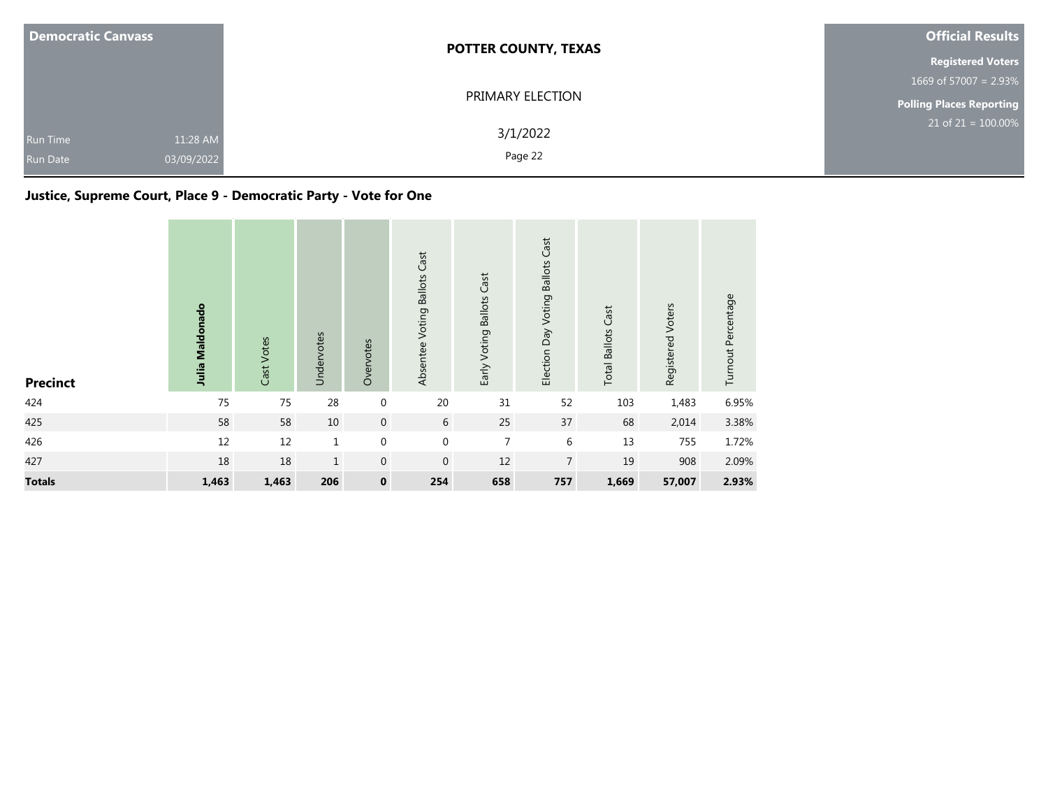| Democratic Canvass | | POTTER COUNTY, TEXAS | Official Results |
|---|---|---|---|
| | | PRIMARY ELECTION | **Registered Voters** 1669 of 57007 = 2.93% |
| | | | **Polling Places Reporting** 21 of 21 = 100.00% |
| Run Time | 11:28 AM | 3/1/2022 | |
| Run Date | 03/09/2022 | | |

## Justice, Supreme Court, Place 9 - Democratic Party - Vote for One

| Precinct | Julia Maldonado | Cast Votes | Undervotes | Overvotes | Absentee Voting Ballots Cast | Early Voting Ballots Cast | Election Day Voting Ballots Cast | Total Ballots Cast | Registered Voters | Turnout Percentage |
|---|---|---|---|---|---|---|---|---|---|---|
| 424 | 75 | 75 | 28 | 0 | 20 | 31 | 52 | 103 | 1,483 | 6.95% |
| 425 | 58 | 58 | 10 | 0 | 6 | 25 | 37 | 68 | 2,014 | 3.38% |
| 426 | 12 | 12 | 1 | 0 | 0 | 7 | 6 | 13 | 755 | 1.72% |
| 427 | 18 | 18 | 1 | 0 | 0 | 12 | 7 | 19 | 908 | 2.09% |
| **Totals** | **1,463** | **1,463** | **206** | **0** | **254** | **658** | **757** | **1,669** | **57,007** | **2.93%** |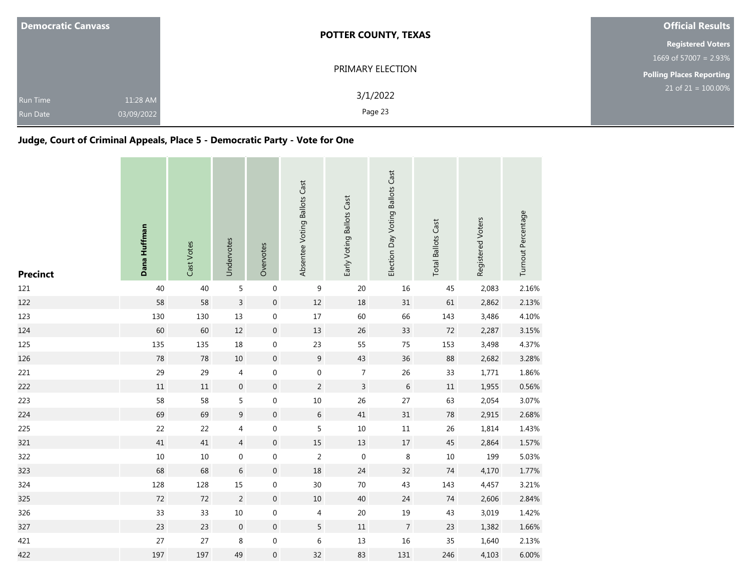| Democratic Canvass | |
|---|---|
| Run Time | 11:28 AM |
| Run Date | 03/09/2022 |

**POTTER COUNTY, TEXAS**

PRIMARY ELECTION

3/1/2022

**Official Results**

**Registered Voters**

1669 of 57007 = 2.93%

**Polling Places Reporting**

21 of 21 = 100.00%

## Judge, Court of Criminal Appeals, Place 5 - Democratic Party - Vote for One

| Precinct | Dana Huffman | Cast Votes | Undervotes | Overvotes | Absentee Voting Ballots Cast | Early Voting Ballots Cast | Election Day Voting Ballots Cast | Total Ballots Cast | Registered Voters | Turnout Percentage |
|---|---|---|---|---|---|---|---|---|---|---|
| 121 | 40 | 40 | 5 | 0 | 9 | 20 | 16 | 45 | 2,083 | 2.16% |
| 122 | 58 | 58 | 3 | 0 | 12 | 18 | 31 | 61 | 2,862 | 2.13% |
| 123 | 130 | 130 | 13 | 0 | 17 | 60 | 66 | 143 | 3,486 | 4.10% |
| 124 | 60 | 60 | 12 | 0 | 13 | 26 | 33 | 72 | 2,287 | 3.15% |
| 125 | 135 | 135 | 18 | 0 | 23 | 55 | 75 | 153 | 3,498 | 4.37% |
| 126 | 78 | 78 | 10 | 0 | 9 | 43 | 36 | 88 | 2,682 | 3.28% |
| 221 | 29 | 29 | 4 | 0 | 0 | 7 | 26 | 33 | 1,771 | 1.86% |
| 222 | 11 | 11 | 0 | 0 | 2 | 3 | 6 | 11 | 1,955 | 0.56% |
| 223 | 58 | 58 | 5 | 0 | 10 | 26 | 27 | 63 | 2,054 | 3.07% |
| 224 | 69 | 69 | 9 | 0 | 6 | 41 | 31 | 78 | 2,915 | 2.68% |
| 225 | 22 | 22 | 4 | 0 | 5 | 10 | 11 | 26 | 1,814 | 1.43% |
| 321 | 41 | 41 | 4 | 0 | 15 | 13 | 17 | 45 | 2,864 | 1.57% |
| 322 | 10 | 10 | 0 | 0 | 2 | 0 | 8 | 10 | 199 | 5.03% |
| 323 | 68 | 68 | 6 | 0 | 18 | 24 | 32 | 74 | 4,170 | 1.77% |
| 324 | 128 | 128 | 15 | 0 | 30 | 70 | 43 | 143 | 4,457 | 3.21% |
| 325 | 72 | 72 | 2 | 0 | 10 | 40 | 24 | 74 | 2,606 | 2.84% |
| 326 | 33 | 33 | 10 | 0 | 4 | 20 | 19 | 43 | 3,019 | 1.42% |
| 327 | 23 | 23 | 0 | 0 | 5 | 11 | 7 | 23 | 1,382 | 1.66% |
| 421 | 27 | 27 | 8 | 0 | 6 | 13 | 16 | 35 | 1,640 | 2.13% |
| 422 | 197 | 197 | 49 | 0 | 32 | 83 | 131 | 246 | 4,103 | 6.00% |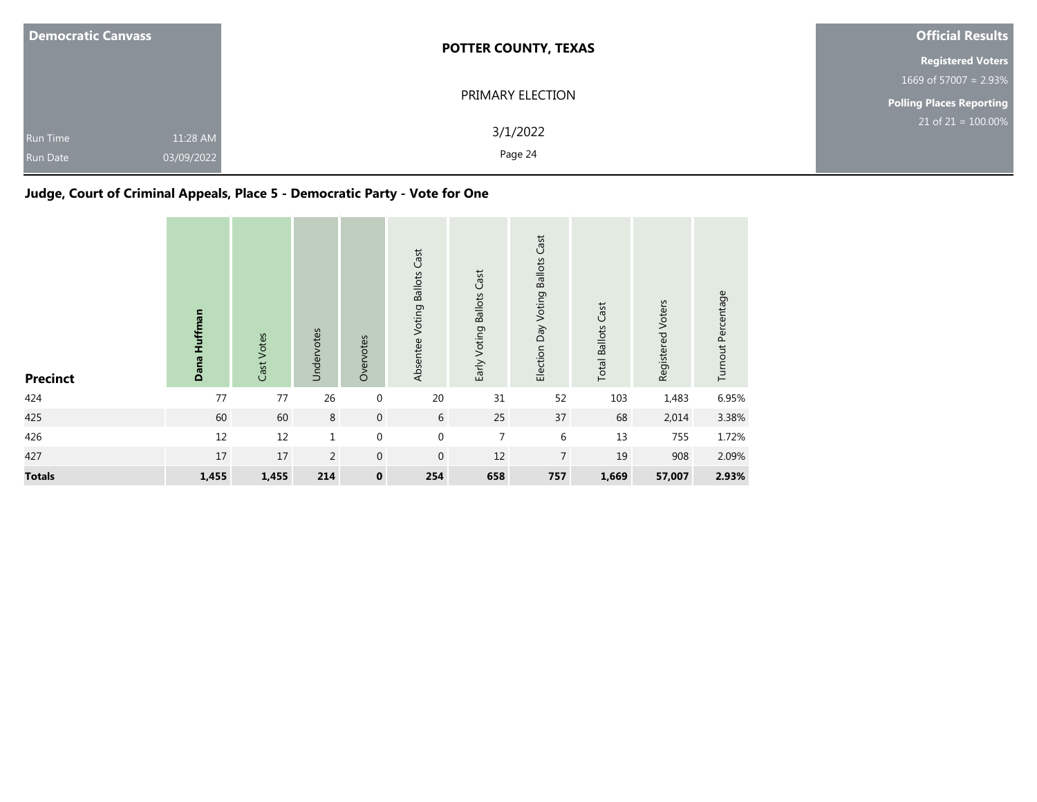| Democratic Canvass | | POTTER COUNTY, TEXAS | Official Results |
|---|---|---|---|
| | | PRIMARY ELECTION | Registered Voters |
| | | | 1669 of 57007 = 2.93% |
| | | | Polling Places Reporting |
| Run Time | 11:28 AM | 3/1/2022 | 21 of 21 = 100.00% |
| Run Date | 03/09/2022 | Page 24 | |

## Judge, Court of Criminal Appeals, Place 5 - Democratic Party - Vote for One

| Precinct | **Dana Huffman** | Cast Votes | Undervotes | Overvotes | Absentee Voting Ballots Cast | Early Voting Ballots Cast | Election Day Voting Ballots Cast | Total Ballots Cast | Registered Voters | Turnout Percentage |
|---|---|---|---|---|---|---|---|---|---|---|
| 424 | 77 | 77 | 26 | 0 | 20 | 31 | 52 | 103 | 1,483 | 6.95% |
| 425 | 60 | 60 | 8 | 0 | 6 | 25 | 37 | 68 | 2,014 | 3.38% |
| 426 | 12 | 12 | 1 | 0 | 0 | 7 | 6 | 13 | 755 | 1.72% |
| 427 | 17 | 17 | 2 | 0 | 0 | 12 | 7 | 19 | 908 | 2.09% |
| **Totals** | **1,455** | **1,455** | **214** | **0** | **254** | **658** | **757** | **1,669** | **57,007** | **2.93%** |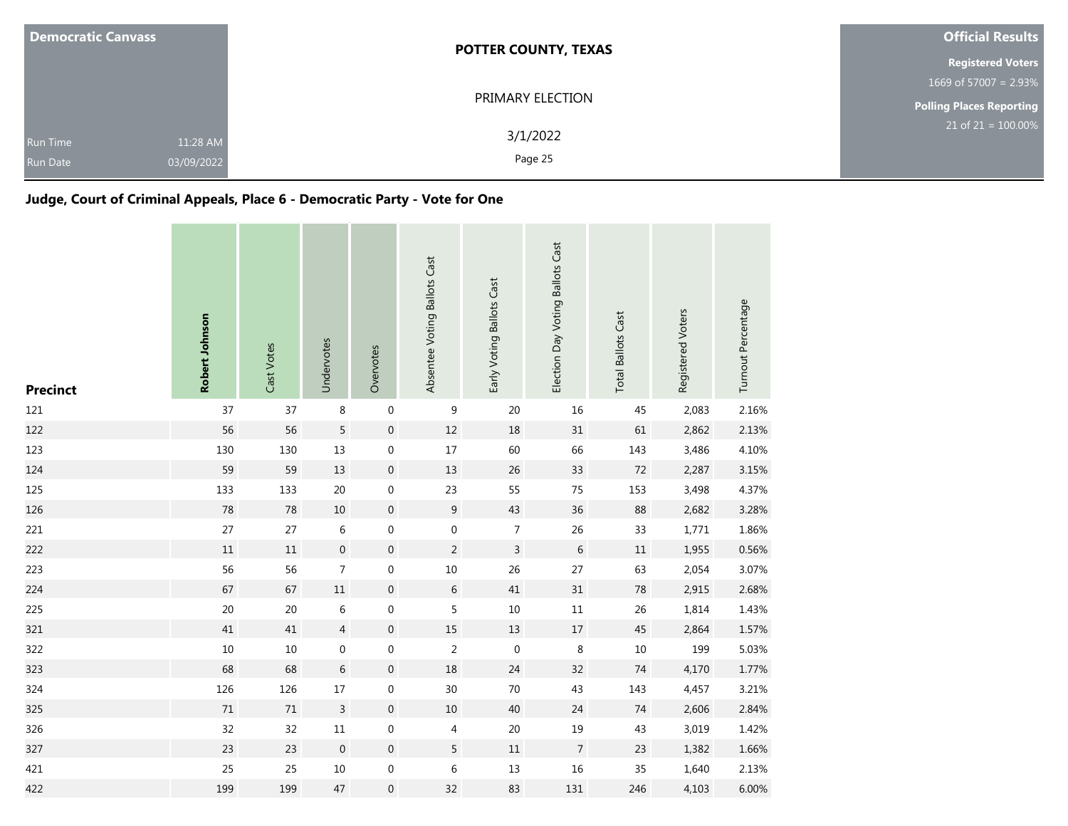| Democratic Canvass | | POTTER COUNTY, TEXAS | Official Results |
|---|---|---|---|
| | | PRIMARY ELECTION | Registered Voters |
| | | | 1669 of 57007 = 2.93% |
| | | | Polling Places Reporting |
| | | | 21 of 21 = 100.00% |
| Run Time | 11:28 AM | 3/1/2022 | |
| Run Date | 03/09/2022 | | |

### Judge, Court of Criminal Appeals, Place 6 - Democratic Party - Vote for One

| Precinct | **Robert Johnson** | Cast Votes | Undervotes | Overvotes | Absentee Voting Ballots Cast | Early Voting Ballots Cast | Election Day Voting Ballots Cast | Total Ballots Cast | Registered Voters | Turnout Percentage |
|---|---|---|---|---|---|---|---|---|---|---|
| 121 | 37 | 37 | 8 | 0 | 9 | 20 | 16 | 45 | 2,083 | 2.16% |
| 122 | 56 | 56 | 5 | 0 | 12 | 18 | 31 | 61 | 2,862 | 2.13% |
| 123 | 130 | 130 | 13 | 0 | 17 | 60 | 66 | 143 | 3,486 | 4.10% |
| 124 | 59 | 59 | 13 | 0 | 13 | 26 | 33 | 72 | 2,287 | 3.15% |
| 125 | 133 | 133 | 20 | 0 | 23 | 55 | 75 | 153 | 3,498 | 4.37% |
| 126 | 78 | 78 | 10 | 0 | 9 | 43 | 36 | 88 | 2,682 | 3.28% |
| 221 | 27 | 27 | 6 | 0 | 0 | 7 | 26 | 33 | 1,771 | 1.86% |
| 222 | 11 | 11 | 0 | 0 | 2 | 3 | 6 | 11 | 1,955 | 0.56% |
| 223 | 56 | 56 | 7 | 0 | 10 | 26 | 27 | 63 | 2,054 | 3.07% |
| 224 | 67 | 67 | 11 | 0 | 6 | 41 | 31 | 78 | 2,915 | 2.68% |
| 225 | 20 | 20 | 6 | 0 | 5 | 10 | 11 | 26 | 1,814 | 1.43% |
| 321 | 41 | 41 | 4 | 0 | 15 | 13 | 17 | 45 | 2,864 | 1.57% |
| 322 | 10 | 10 | 0 | 0 | 2 | 0 | 8 | 10 | 199 | 5.03% |
| 323 | 68 | 68 | 6 | 0 | 18 | 24 | 32 | 74 | 4,170 | 1.77% |
| 324 | 126 | 126 | 17 | 0 | 30 | 70 | 43 | 143 | 4,457 | 3.21% |
| 325 | 71 | 71 | 3 | 0 | 10 | 40 | 24 | 74 | 2,606 | 2.84% |
| 326 | 32 | 32 | 11 | 0 | 4 | 20 | 19 | 43 | 3,019 | 1.42% |
| 327 | 23 | 23 | 0 | 0 | 5 | 11 | 7 | 23 | 1,382 | 1.66% |
| 421 | 25 | 25 | 10 | 0 | 6 | 13 | 16 | 35 | 1,640 | 2.13% |
| 422 | 199 | 199 | 47 | 0 | 32 | 83 | 131 | 246 | 4,103 | 6.00% |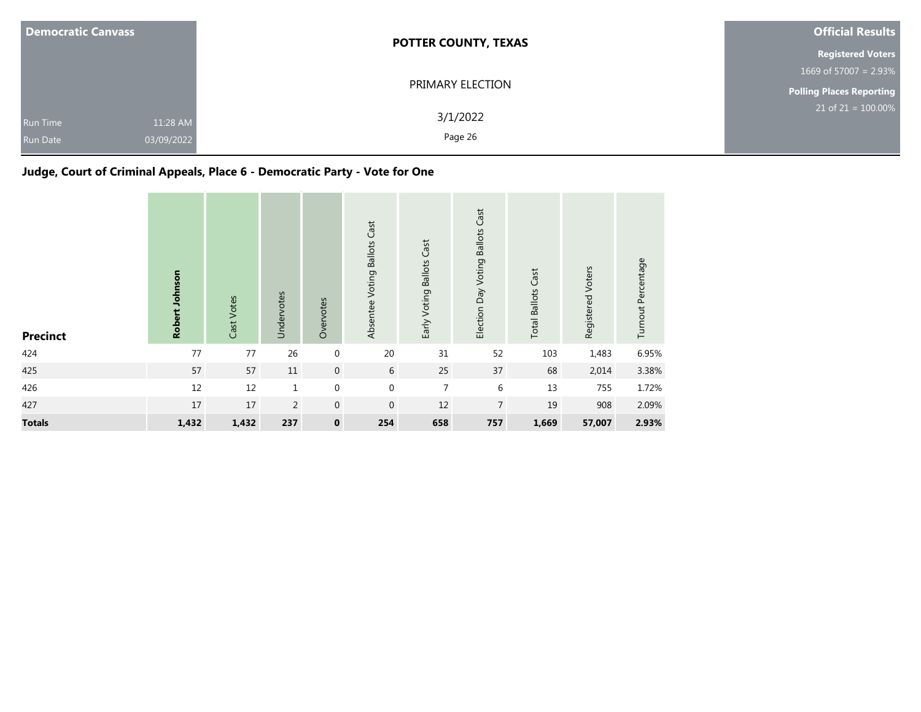| Democratic Canvass | POTTER COUNTY, TEXAS | Official Results |
|---|---|---|
| | PRIMARY ELECTION | Registered Voters: 1669 of 57007 = 2.93% |
| Run Time: 11:28 AM | 3/1/2022 | Polling Places Reporting: 21 of 21 = 100.00% |
| Run Date: 03/09/2022 | | |

## Judge, Court of Criminal Appeals, Place 6 - Democratic Party - Vote for One

| Precinct | Robert Johnson | Cast Votes | Undervotes | Overvotes | Absentee Voting Ballots Cast | Early Voting Ballots Cast | Election Day Voting Ballots Cast | Total Ballots Cast | Registered Voters | Turnout Percentage |
|---|---|---|---|---|---|---|---|---|---|---|
| 424 | 77 | 77 | 26 | 0 | 20 | 31 | 52 | 103 | 1,483 | 6.95% |
| 425 | 57 | 57 | 11 | 0 | 6 | 25 | 37 | 68 | 2,014 | 3.38% |
| 426 | 12 | 12 | 1 | 0 | 0 | 7 | 6 | 13 | 755 | 1.72% |
| 427 | 17 | 17 | 2 | 0 | 0 | 12 | 7 | 19 | 908 | 2.09% |
| **Totals** | **1,432** | **1,432** | **237** | **0** | **254** | **658** | **757** | **1,669** | **57,007** | **2.93%** |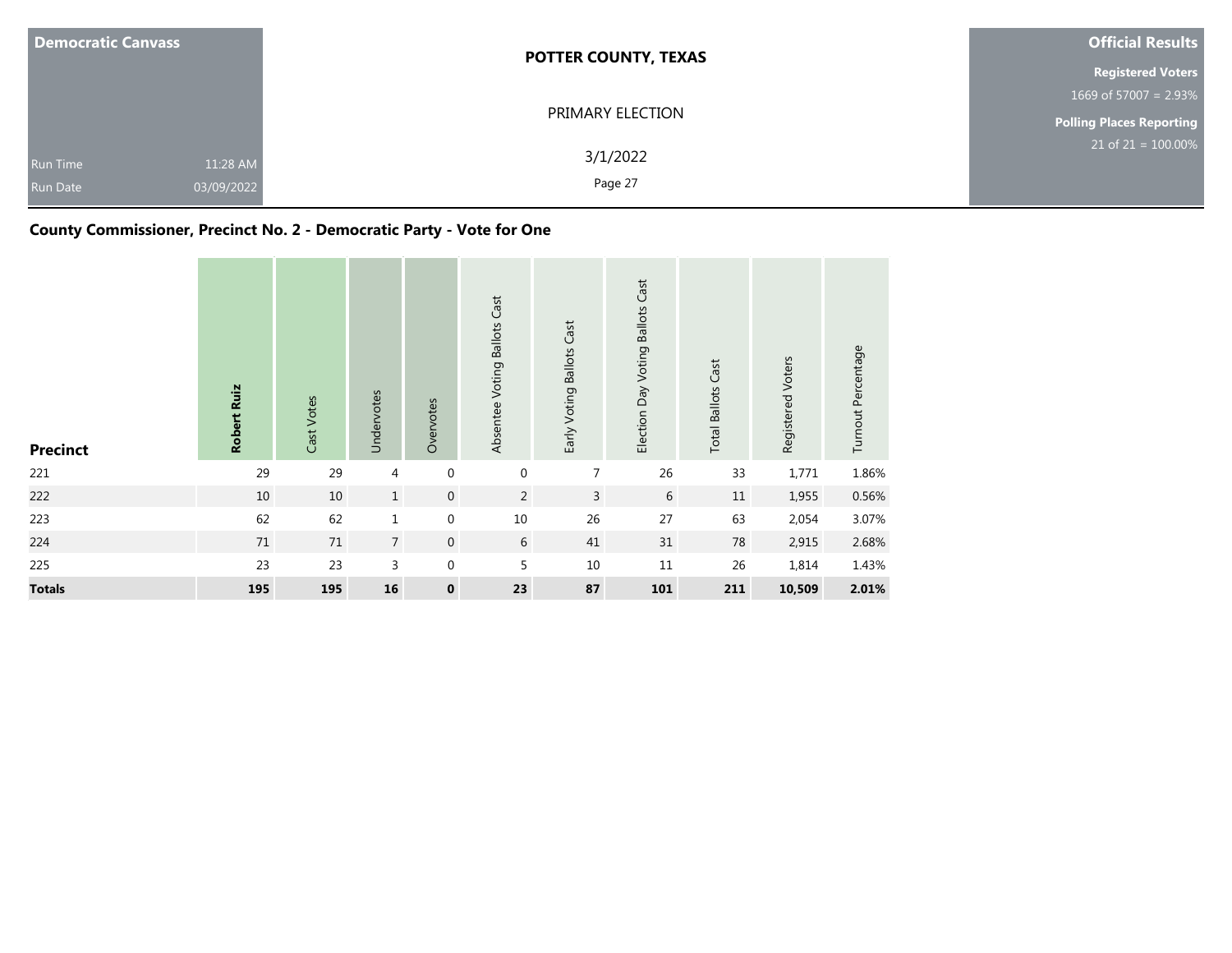Democratic Canvass

Run Time 11:28 AM
Run Date 03/09/2022

**POTTER COUNTY, TEXAS**

PRIMARY ELECTION

3/1/2022

**Official Results**

**Registered Voters**
1669 of 57007 = 2.93%

**Polling Places Reporting**
21 of 21 = 100.00%

## County Commissioner, Precinct No. 2 - Democratic Party - Vote for One

| Precinct | **Robert Ruiz** | Cast Votes | Undervotes | Overvotes | Absentee Voting Ballots Cast | Early Voting Ballots Cast | Election Day Voting Ballots Cast | Total Ballots Cast | Registered Voters | Turnout Percentage |
|---|---|---|---|---|---|---|---|---|---|---|
| 221 | 29 | 29 | 4 | 0 | 0 | 7 | 26 | 33 | 1,771 | 1.86% |
| 222 | 10 | 10 | 1 | 0 | 2 | 3 | 6 | 11 | 1,955 | 0.56% |
| 223 | 62 | 62 | 1 | 0 | 10 | 26 | 27 | 63 | 2,054 | 3.07% |
| 224 | 71 | 71 | 7 | 0 | 6 | 41 | 31 | 78 | 2,915 | 2.68% |
| 225 | 23 | 23 | 3 | 0 | 5 | 10 | 11 | 26 | 1,814 | 1.43% |
| **Totals** | **195** | **195** | **16** | **0** | **23** | **87** | **101** | **211** | **10,509** | **2.01%** |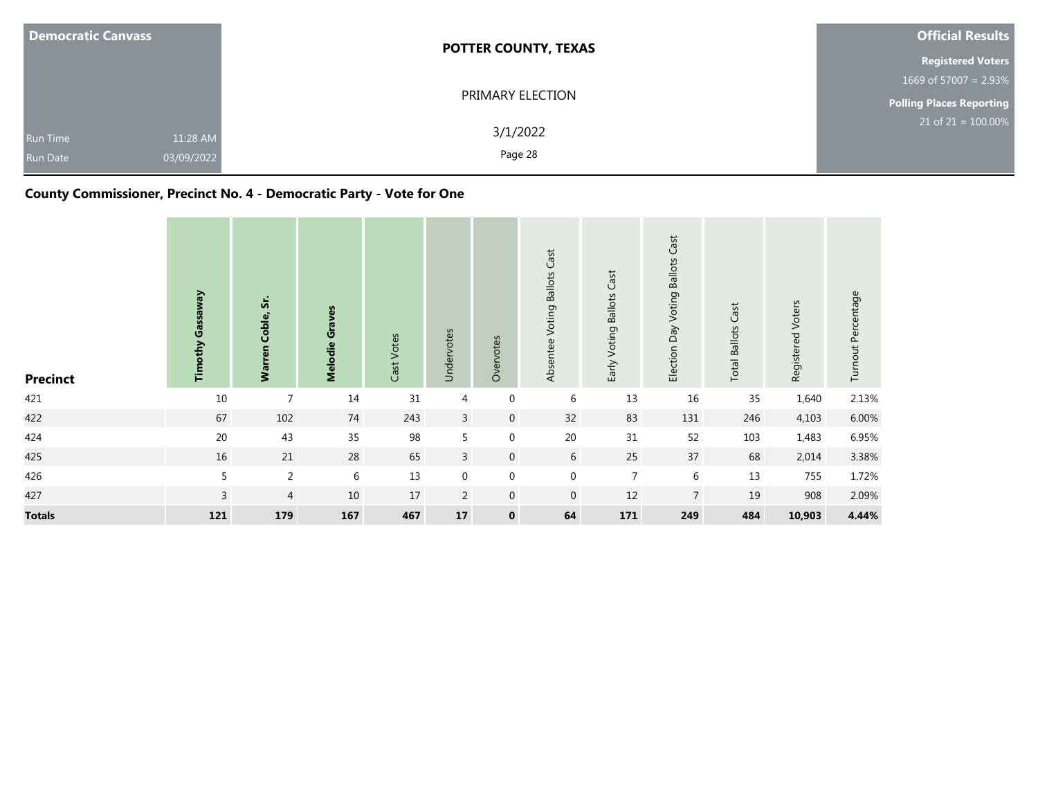| Democratic Canvass | | POTTER COUNTY, TEXAS | Official Results |
|---|---|---|---|
| | | PRIMARY ELECTION | **Registered Voters** 1669 of 57007 = 2.93% |
| | | | **Polling Places Reporting** 21 of 21 = 100.00% |
| Run Time | 11:28 AM | 3/1/2022 | |
| Run Date | 03/09/2022 | | |

## County Commissioner, Precinct No. 4 - Democratic Party - Vote for One

| Precinct | Timothy Gassaway | Warren Coble, Sr. | Melodie Graves | Cast Votes | Undervotes | Overvotes | Absentee Voting Ballots Cast | Early Voting Ballots Cast | Election Day Voting Ballots Cast | Total Ballots Cast | Registered Voters | Turnout Percentage |
|---|---|---|---|---|---|---|---|---|---|---|---|---|
| 421 | 10 | 7 | 14 | 31 | 4 | 0 | 6 | 13 | 16 | 35 | 1,640 | 2.13% |
| 422 | 67 | 102 | 74 | 243 | 3 | 0 | 32 | 83 | 131 | 246 | 4,103 | 6.00% |
| 424 | 20 | 43 | 35 | 98 | 5 | 0 | 20 | 31 | 52 | 103 | 1,483 | 6.95% |
| 425 | 16 | 21 | 28 | 65 | 3 | 0 | 6 | 25 | 37 | 68 | 2,014 | 3.38% |
| 426 | 5 | 2 | 6 | 13 | 0 | 0 | 0 | 7 | 6 | 13 | 755 | 1.72% |
| 427 | 3 | 4 | 10 | 17 | 2 | 0 | 0 | 12 | 7 | 19 | 908 | 2.09% |
| **Totals** | **121** | **179** | **167** | **467** | **17** | **0** | **64** | **171** | **249** | **484** | **10,903** | **4.44%** |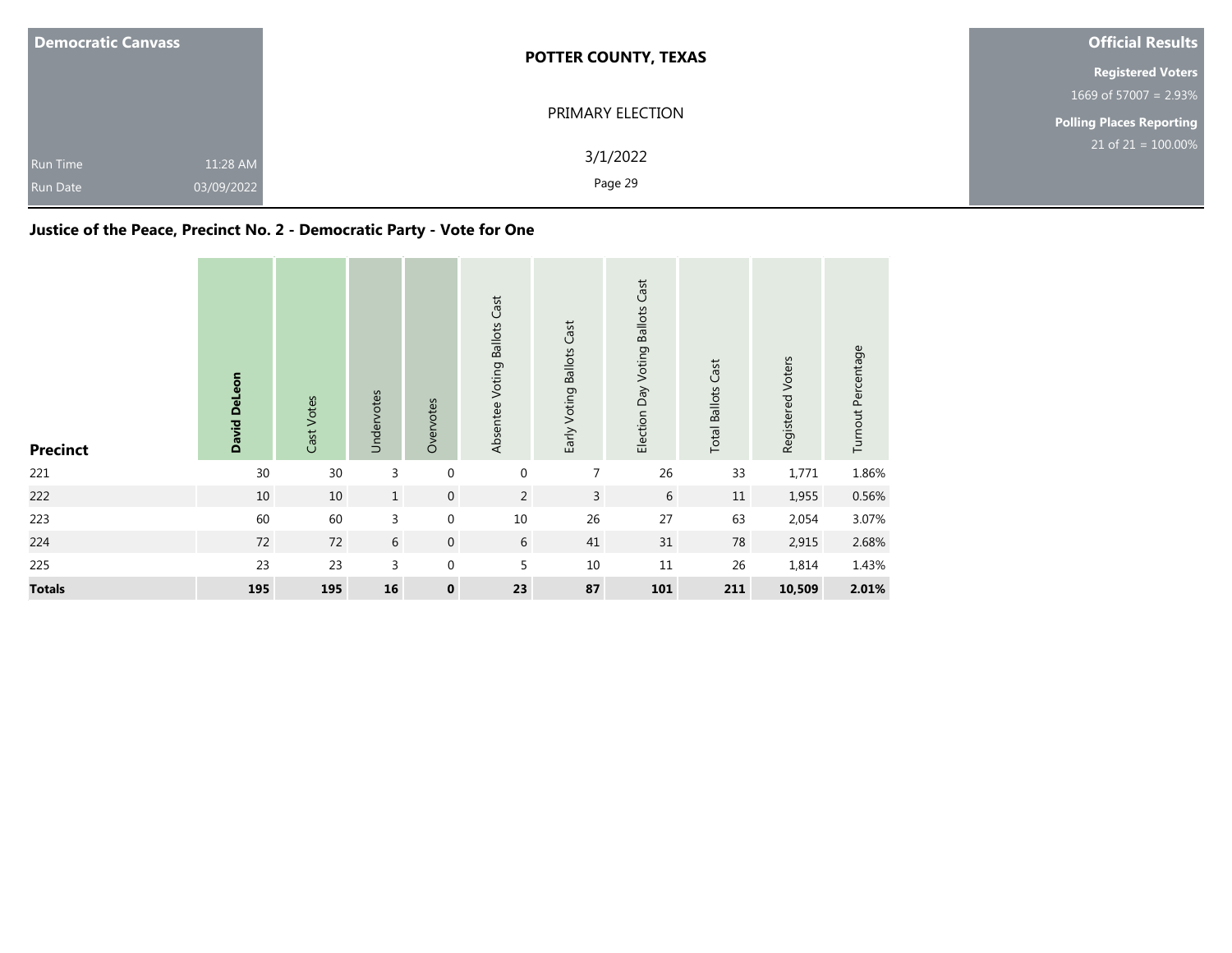| Democratic Canvass | POTTER COUNTY, TEXAS | Official Results |
|---|---|---|
| | PRIMARY ELECTION | **Registered Voters** 1669 of 57007 = 2.93% |
| Run Time 11:28 AM | 3/1/2022 | **Polling Places Reporting** 21 of 21 = 100.00% |
| Run Date 03/09/2022 | | |

### Justice of the Peace, Precinct No. 2 - Democratic Party - Vote for One

| Precinct | **David DeLeon** | Cast Votes | Undervotes | Overvotes | Absentee Voting Ballots Cast | Early Voting Ballots Cast | Election Day Voting Ballots Cast | Total Ballots Cast | Registered Voters | Turnout Percentage |
|---|---|---|---|---|---|---|---|---|---|---|
| 221 | 30 | 30 | 3 | 0 | 0 | 7 | 26 | 33 | 1,771 | 1.86% |
| 222 | 10 | 10 | 1 | 0 | 2 | 3 | 6 | 11 | 1,955 | 0.56% |
| 223 | 60 | 60 | 3 | 0 | 10 | 26 | 27 | 63 | 2,054 | 3.07% |
| 224 | 72 | 72 | 6 | 0 | 6 | 41 | 31 | 78 | 2,915 | 2.68% |
| 225 | 23 | 23 | 3 | 0 | 5 | 10 | 11 | 26 | 1,814 | 1.43% |
| **Totals** | **195** | **195** | **16** | **0** | **23** | **87** | **101** | **211** | **10,509** | **2.01%** |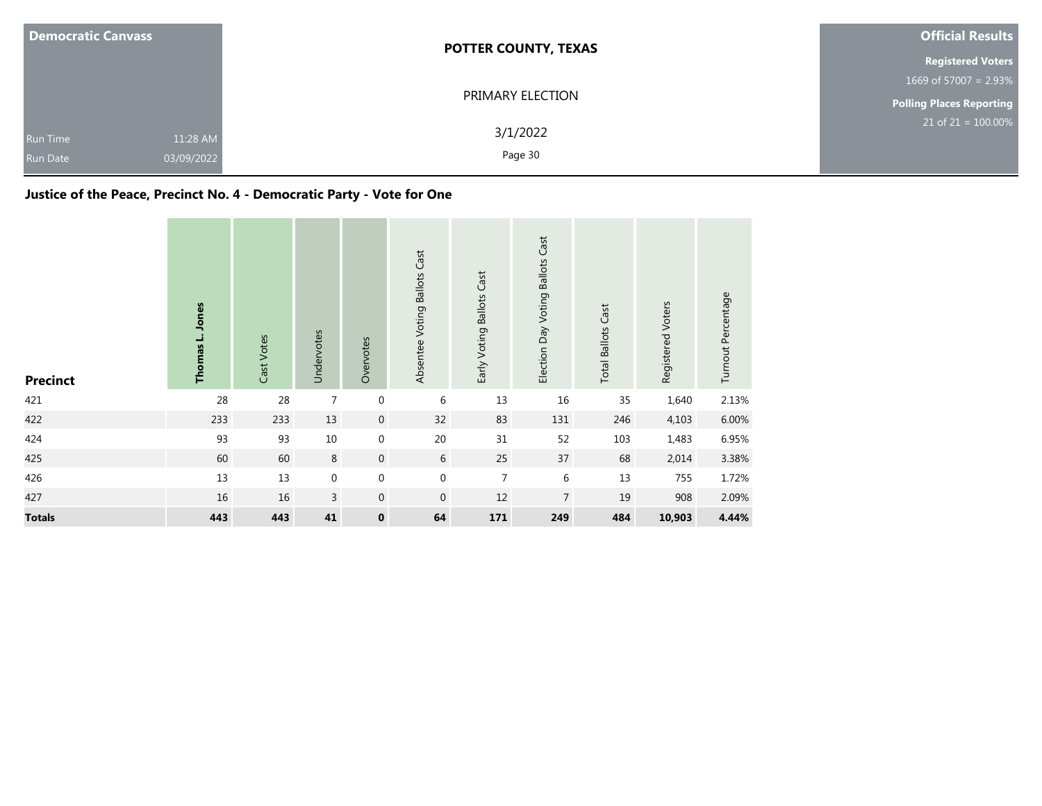**Democratic Canvass**

Run Time 11:28 AM

Run Date 03/09/2022

**POTTER COUNTY, TEXAS**

PRIMARY ELECTION

3/1/2022

**Official Results**

**Registered Voters**

1669 of 57007 = 2.93%

**Polling Places Reporting**

21 of 21 = 100.00%

## Justice of the Peace, Precinct No. 4 - Democratic Party - Vote for One

| Precinct | Thomas L. Jones | Cast Votes | Undervotes | Overvotes | Absentee Voting Ballots Cast | Early Voting Ballots Cast | Election Day Voting Ballots Cast | Total Ballots Cast | Registered Voters | Turnout Percentage |
|---|---|---|---|---|---|---|---|---|---|---|
| 421 | 28 | 28 | 7 | 0 | 6 | 13 | 16 | 35 | 1,640 | 2.13% |
| 422 | 233 | 233 | 13 | 0 | 32 | 83 | 131 | 246 | 4,103 | 6.00% |
| 424 | 93 | 93 | 10 | 0 | 20 | 31 | 52 | 103 | 1,483 | 6.95% |
| 425 | 60 | 60 | 8 | 0 | 6 | 25 | 37 | 68 | 2,014 | 3.38% |
| 426 | 13 | 13 | 0 | 0 | 0 | 7 | 6 | 13 | 755 | 1.72% |
| 427 | 16 | 16 | 3 | 0 | 0 | 12 | 7 | 19 | 908 | 2.09% |
| **Totals** | **443** | **443** | **41** | **0** | **64** | **171** | **249** | **484** | **10,903** | **4.44%** |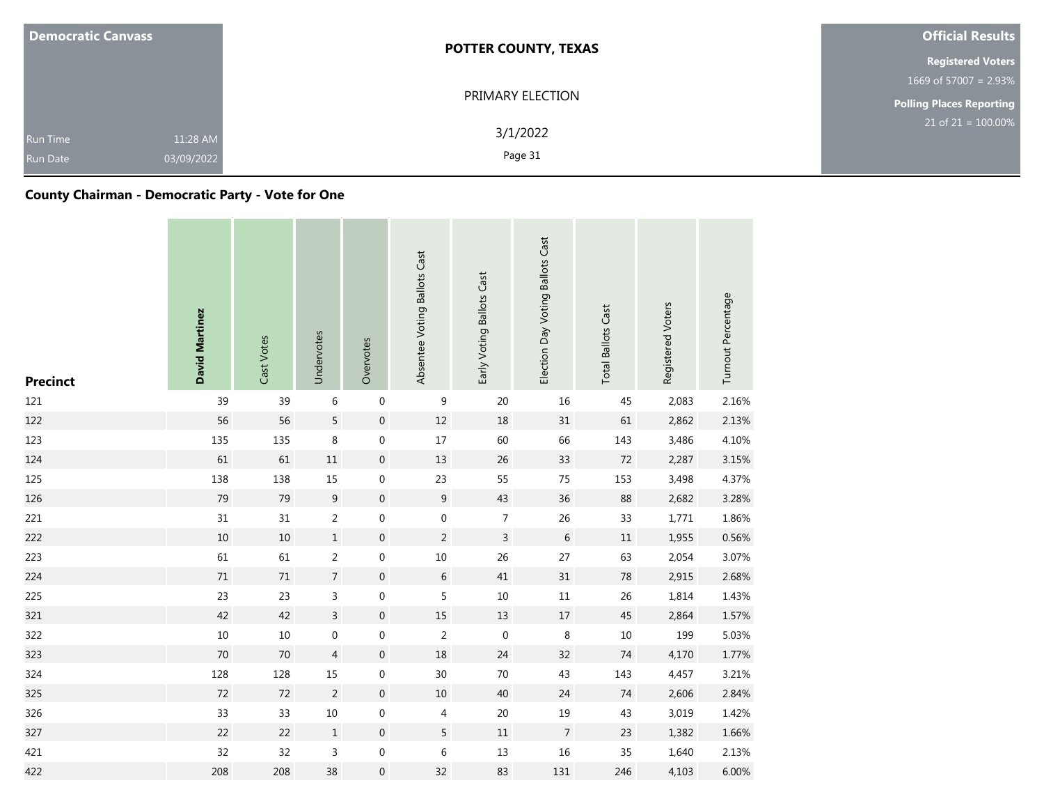| Democratic Canvass | |
|---|---|
| Run Time | 11:28 AM |
| Run Date | 03/09/2022 |

**POTTER COUNTY, TEXAS**

PRIMARY ELECTION

3/1/2022

**Official Results**

**Registered Voters**
1669 of 57007 = 2.93%

**Polling Places Reporting**
21 of 21 = 100.00%

## County Chairman - Democratic Party - Vote for One

| Precinct | **David Martinez** | Cast Votes | Undervotes | Overvotes | Absentee Voting Ballots Cast | Early Voting Ballots Cast | Election Day Voting Ballots Cast | Total Ballots Cast | Registered Voters | Turnout Percentage |
|---|---|---|---|---|---|---|---|---|---|---|
| 121 | 39 | 39 | 6 | 0 | 9 | 20 | 16 | 45 | 2,083 | 2.16% |
| 122 | 56 | 56 | 5 | 0 | 12 | 18 | 31 | 61 | 2,862 | 2.13% |
| 123 | 135 | 135 | 8 | 0 | 17 | 60 | 66 | 143 | 3,486 | 4.10% |
| 124 | 61 | 61 | 11 | 0 | 13 | 26 | 33 | 72 | 2,287 | 3.15% |
| 125 | 138 | 138 | 15 | 0 | 23 | 55 | 75 | 153 | 3,498 | 4.37% |
| 126 | 79 | 79 | 9 | 0 | 9 | 43 | 36 | 88 | 2,682 | 3.28% |
| 221 | 31 | 31 | 2 | 0 | 0 | 7 | 26 | 33 | 1,771 | 1.86% |
| 222 | 10 | 10 | 1 | 0 | 2 | 3 | 6 | 11 | 1,955 | 0.56% |
| 223 | 61 | 61 | 2 | 0 | 10 | 26 | 27 | 63 | 2,054 | 3.07% |
| 224 | 71 | 71 | 7 | 0 | 6 | 41 | 31 | 78 | 2,915 | 2.68% |
| 225 | 23 | 23 | 3 | 0 | 5 | 10 | 11 | 26 | 1,814 | 1.43% |
| 321 | 42 | 42 | 3 | 0 | 15 | 13 | 17 | 45 | 2,864 | 1.57% |
| 322 | 10 | 10 | 0 | 0 | 2 | 0 | 8 | 10 | 199 | 5.03% |
| 323 | 70 | 70 | 4 | 0 | 18 | 24 | 32 | 74 | 4,170 | 1.77% |
| 324 | 128 | 128 | 15 | 0 | 30 | 70 | 43 | 143 | 4,457 | 3.21% |
| 325 | 72 | 72 | 2 | 0 | 10 | 40 | 24 | 74 | 2,606 | 2.84% |
| 326 | 33 | 33 | 10 | 0 | 4 | 20 | 19 | 43 | 3,019 | 1.42% |
| 327 | 22 | 22 | 1 | 0 | 5 | 11 | 7 | 23 | 1,382 | 1.66% |
| 421 | 32 | 32 | 3 | 0 | 6 | 13 | 16 | 35 | 1,640 | 2.13% |
| 422 | 208 | 208 | 38 | 0 | 32 | 83 | 131 | 246 | 4,103 | 6.00% |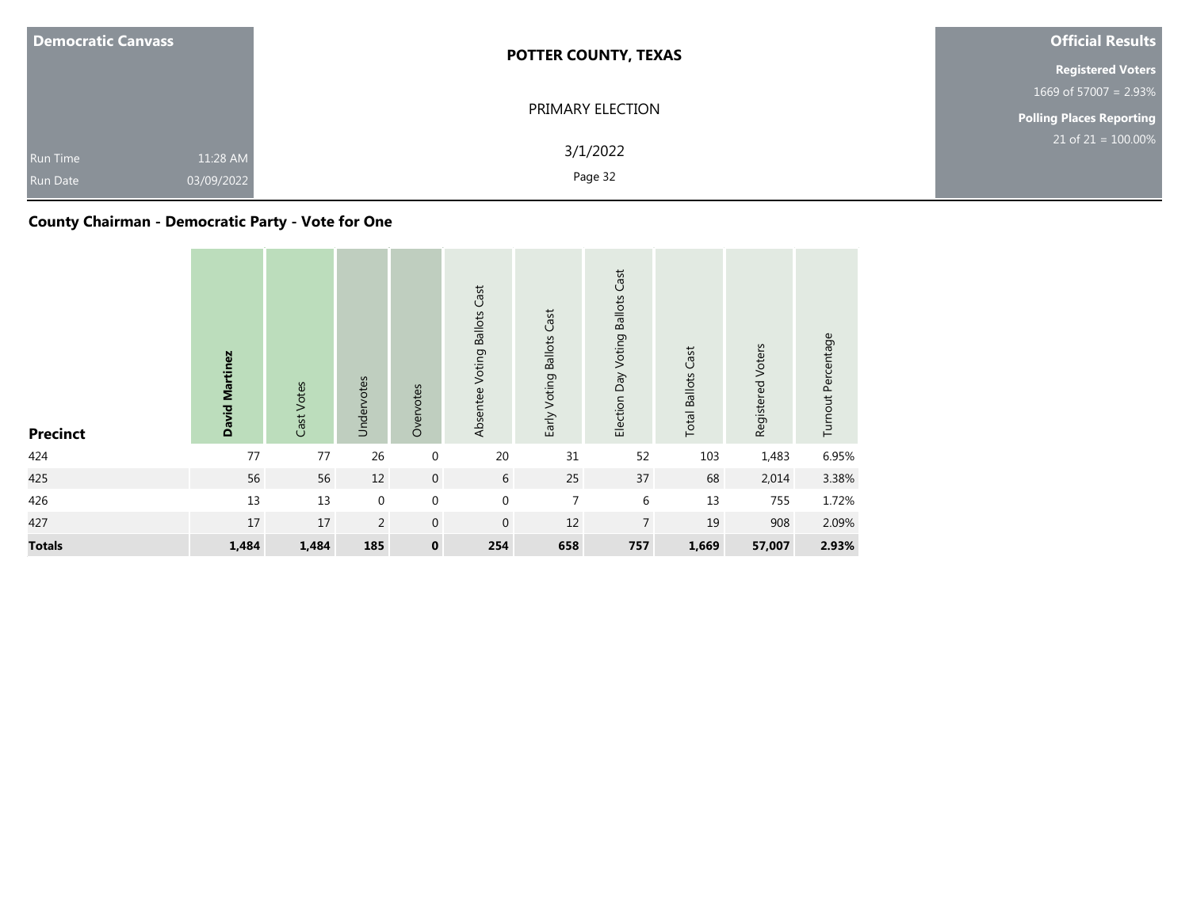**Democratic Canvass**

Run Time 11:28 AM
Run Date 03/09/2022

**POTTER COUNTY, TEXAS**

PRIMARY ELECTION

3/1/2022

**Official Results**

**Registered Voters**
1669 of 57007 = 2.93%

**Polling Places Reporting**
21 of 21 = 100.00%

## County Chairman - Democratic Party - Vote for One

| Precinct | David Martinez | Cast Votes | Undervotes | Overvotes | Absentee Voting Ballots Cast | Early Voting Ballots Cast | Election Day Voting Ballots Cast | Total Ballots Cast | Registered Voters | Turnout Percentage |
|---|---|---|---|---|---|---|---|---|---|---|
| 424 | 77 | 77 | 26 | 0 | 20 | 31 | 52 | 103 | 1,483 | 6.95% |
| 425 | 56 | 56 | 12 | 0 | 6 | 25 | 37 | 68 | 2,014 | 3.38% |
| 426 | 13 | 13 | 0 | 0 | 0 | 7 | 6 | 13 | 755 | 1.72% |
| 427 | 17 | 17 | 2 | 0 | 0 | 12 | 7 | 19 | 908 | 2.09% |
| **Totals** | **1,484** | **1,484** | **185** | **0** | **254** | **658** | **757** | **1,669** | **57,007** | **2.93%** |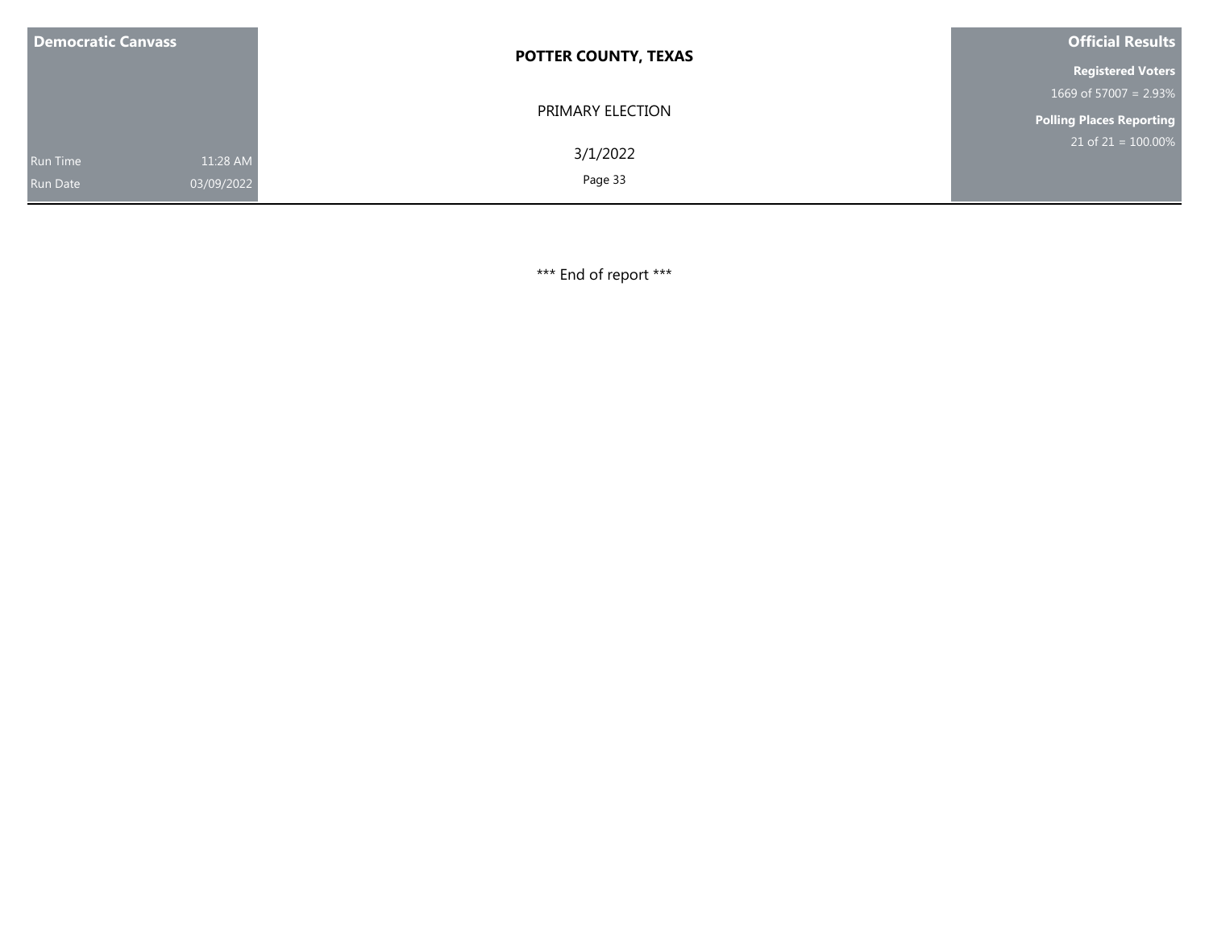*** End of report ***